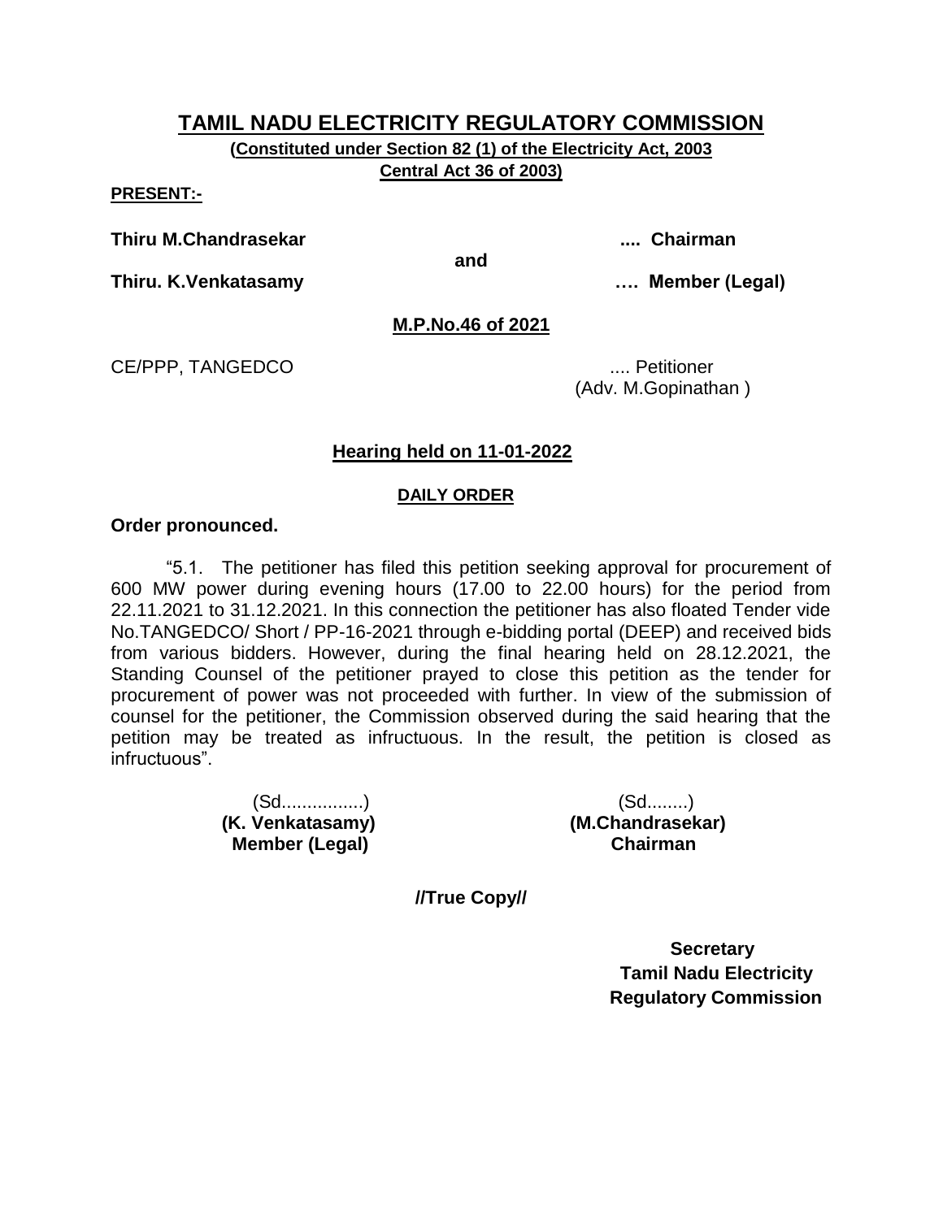# TAMIL NADU ELECTRICITY REGULATORY COMMISSION

**(Constituted under Section 82 (1) of the Electricity Act, 2003 Central Act 36 of 2003)**

**PRESENT:-**

**Thiru M.Chandrasekar** .... **Chairman**

**and**

**Thiru. K.Venkatasamy** …. **Member (Legal)**

**M.P.No.46 of 2021**

CE/PPP, TANGEDCO .... Petitioner
(Adv. M.Gopinathan )

**Hearing held on 11-01-2022**

**DAILY ORDER**

**Order pronounced.**

"5.1. The petitioner has filed this petition seeking approval for procurement of 600 MW power during evening hours (17.00 to 22.00 hours) for the period from 22.11.2021 to 31.12.2021. In this connection the petitioner has also floated Tender vide No.TANGEDCO/ Short / PP-16-2021 through e-bidding portal (DEEP) and received bids from various bidders. However, during the final hearing held on 28.12.2021, the Standing Counsel of the petitioner prayed to close this petition as the tender for procurement of power was not proceeded with further. In view of the submission of counsel for the petitioner, the Commission observed during the said hearing that the petition may be treated as infructuous. In the result, the petition is closed as infructuous".

| (Sd................) | (Sd........) |
|---|---|
| **(K. Venkatasamy)** | **(M.Chandrasekar)** |
| **Member (Legal)** | **Chairman** |

**//True Copy//**

**Secretary**
**Tamil Nadu Electricity Regulatory Commission**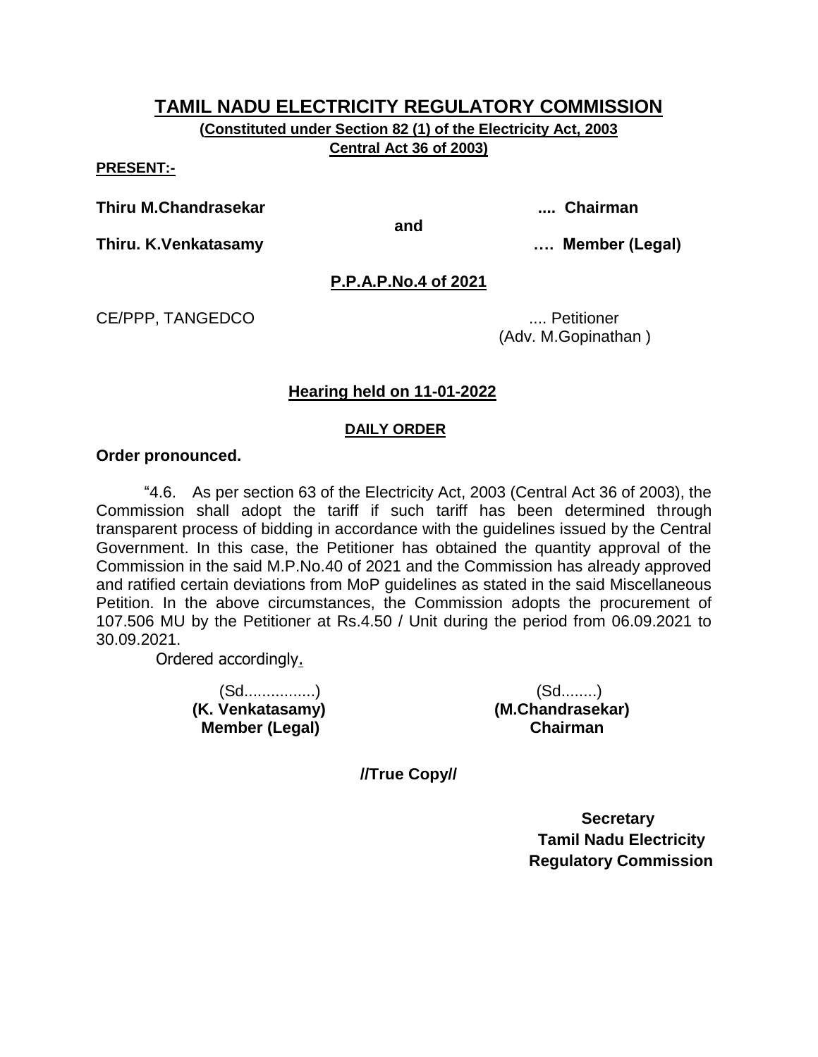# TAMIL NADU ELECTRICITY REGULATORY COMMISSION

**(Constituted under Section 82 (1) of the Electricity Act, 2003**
**Central Act 36 of 2003)**

**PRESENT:-**

**Thiru M.Chandrasekar** .... **Chairman**

**and**

**Thiru. K.Venkatasamy** …. **Member (Legal)**

**P.P.A.P.No.4 of 2021**

CE/PPP, TANGEDCO .... Petitioner
(Adv. M.Gopinathan )

**Hearing held on 11-01-2022**

**DAILY ORDER**

**Order pronounced.**

"4.6. As per section 63 of the Electricity Act, 2003 (Central Act 36 of 2003), the Commission shall adopt the tariff if such tariff has been determined through transparent process of bidding in accordance with the guidelines issued by the Central Government. In this case, the Petitioner has obtained the quantity approval of the Commission in the said M.P.No.40 of 2021 and the Commission has already approved and ratified certain deviations from MoP guidelines as stated in the said Miscellaneous Petition. In the above circumstances, the Commission adopts the procurement of 107.506 MU by the Petitioner at Rs.4.50 / Unit during the period from 06.09.2021 to 30.09.2021.

Ordered accordingly.

| (Sd................) | (Sd........) |
|---|---|
| **(K. Venkatasamy)** | **(M.Chandrasekar)** |
| **Member (Legal)** | **Chairman** |

**//True Copy//**

**Secretary**
**Tamil Nadu Electricity**
**Regulatory Commission**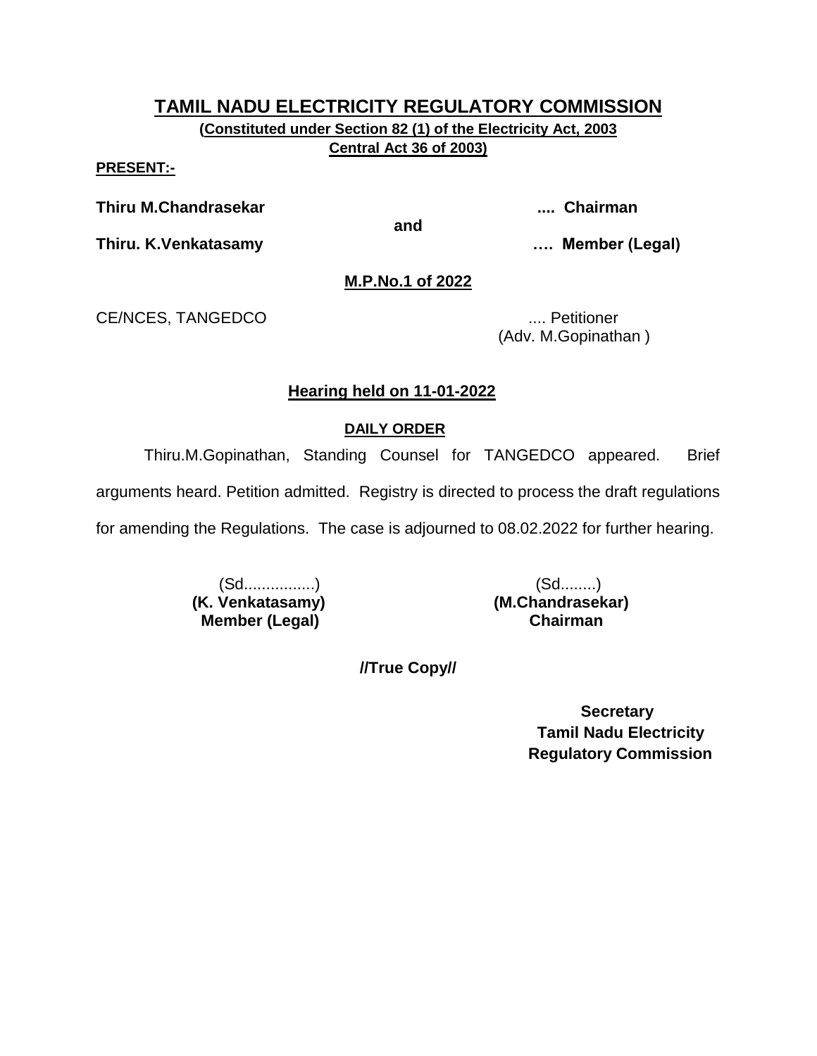# TAMIL NADU ELECTRICITY REGULATORY COMMISSION

**(Constituted under Section 82 (1) of the Electricity Act, 2003 Central Act 36 of 2003)**

**PRESENT:-**

**Thiru M.Chandrasekar** .... **Chairman**

**and**

**Thiru. K.Venkatasamy** …. **Member (Legal)**

**M.P.No.1 of 2022**

CE/NCES, TANGEDCO .... Petitioner
(Adv. M.Gopinathan )

**Hearing held on 11-01-2022**

**DAILY ORDER**

Thiru.M.Gopinathan, Standing Counsel for TANGEDCO appeared. Brief arguments heard. Petition admitted. Registry is directed to process the draft regulations for amending the Regulations. The case is adjourned to 08.02.2022 for further hearing.

(Sd................)
**(K. Venkatasamy)**
**Member (Legal)**

(Sd........)
**(M.Chandrasekar)**
**Chairman**

**//True Copy//**

**Secretary**
**Tamil Nadu Electricity Regulatory Commission**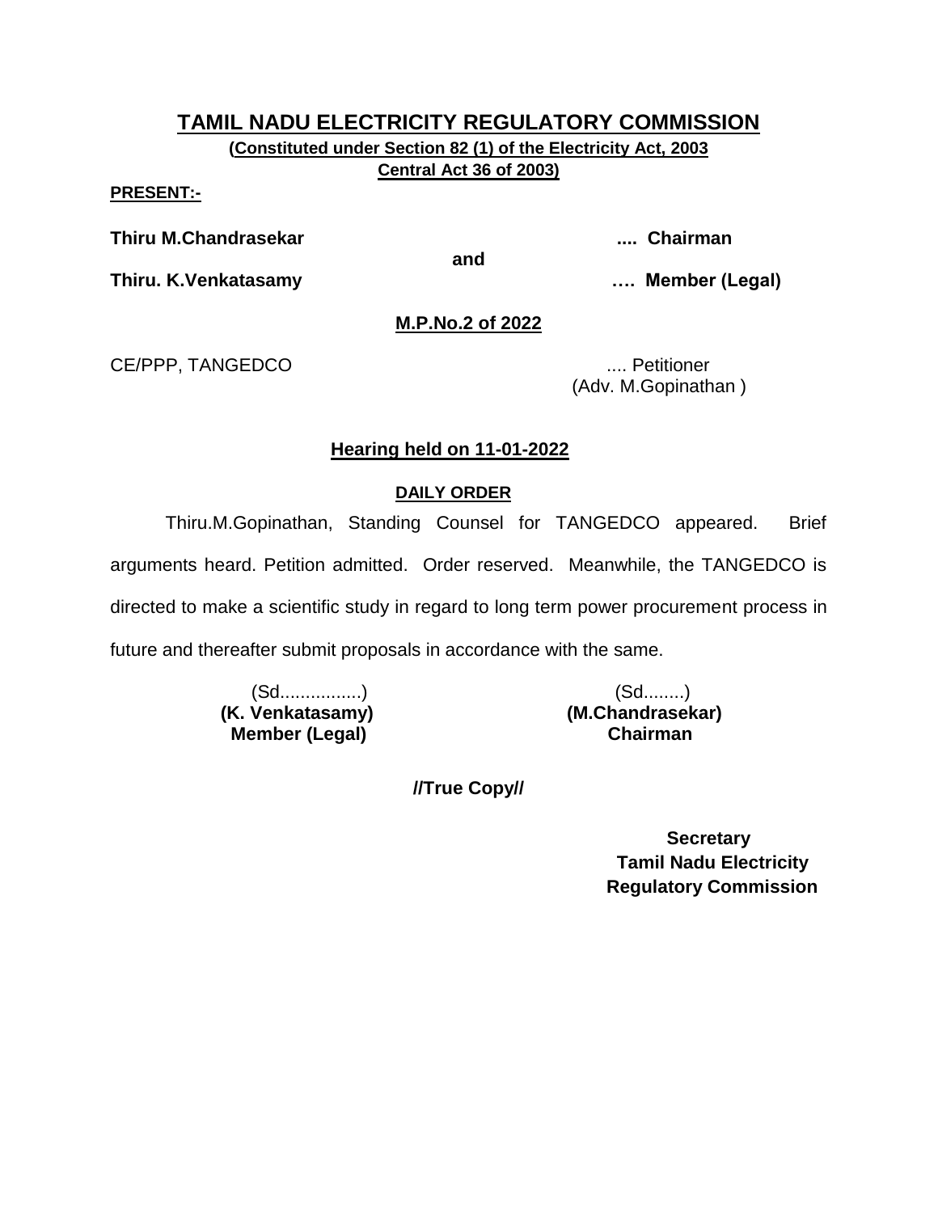# TAMIL NADU ELECTRICITY REGULATORY COMMISSION

**(Constituted under Section 82 (1) of the Electricity Act, 2003 Central Act 36 of 2003)**

**PRESENT:-**

**Thiru M.Chandrasekar** .... **Chairman**

**and**

**Thiru. K.Venkatasamy** …. **Member (Legal)**

**M.P.No.2 of 2022**

CE/PPP, TANGEDCO .... Petitioner
(Adv. M.Gopinathan )

**Hearing held on 11-01-2022**

**DAILY ORDER**

Thiru.M.Gopinathan, Standing Counsel for TANGEDCO appeared. Brief arguments heard. Petition admitted. Order reserved. Meanwhile, the TANGEDCO is directed to make a scientific study in regard to long term power procurement process in future and thereafter submit proposals in accordance with the same.

(Sd................)
**(K. Venkatasamy)**
**Member (Legal)**

(Sd........)
**(M.Chandrasekar)**
**Chairman**

**//True Copy//**

**Secretary**
**Tamil Nadu Electricity Regulatory Commission**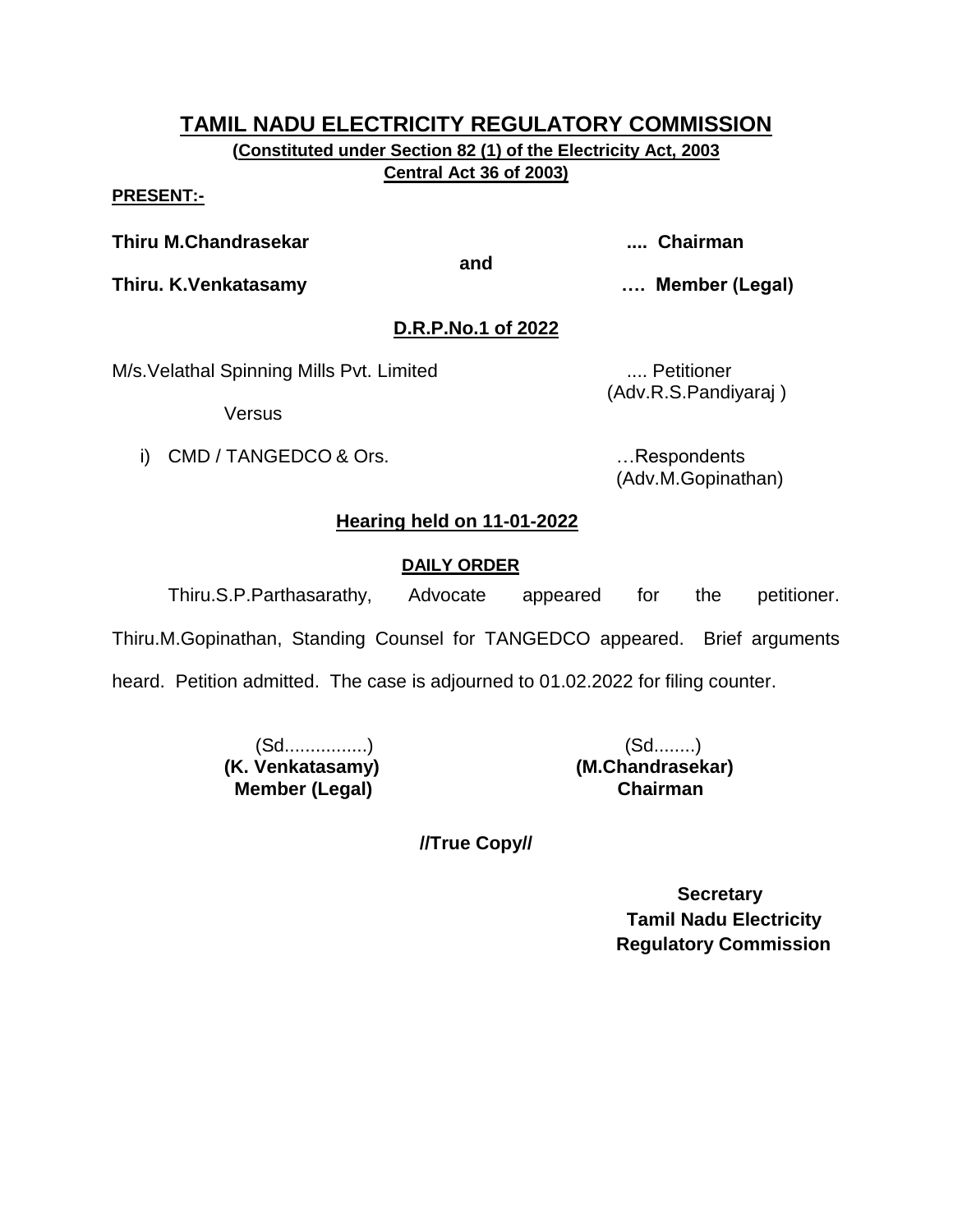# TAMIL NADU ELECTRICITY REGULATORY COMMISSION

**(Constituted under Section 82 (1) of the Electricity Act, 2003 Central Act 36 of 2003)**

**PRESENT:-**

**Thiru M.Chandrasekar** .... **Chairman**

**and**

**Thiru. K.Venkatasamy** …. **Member (Legal)**

## D.R.P.No.1 of 2022

M/s.Velathal Spinning Mills Pvt. Limited .... Petitioner
(Adv.R.S.Pandiyaraj )

Versus

i) CMD / TANGEDCO & Ors. …Respondents
(Adv.M.Gopinathan)

## Hearing held on 11-01-2022

### DAILY ORDER

Thiru.S.P.Parthasarathy, Advocate appeared for the petitioner. Thiru.M.Gopinathan, Standing Counsel for TANGEDCO appeared. Brief arguments heard. Petition admitted. The case is adjourned to 01.02.2022 for filing counter.

(Sd................)
**(K. Venkatasamy)**
**Member (Legal)**

(Sd........)
**(M.Chandrasekar)**
**Chairman**

**//True Copy//**

**Secretary**
**Tamil Nadu Electricity Regulatory Commission**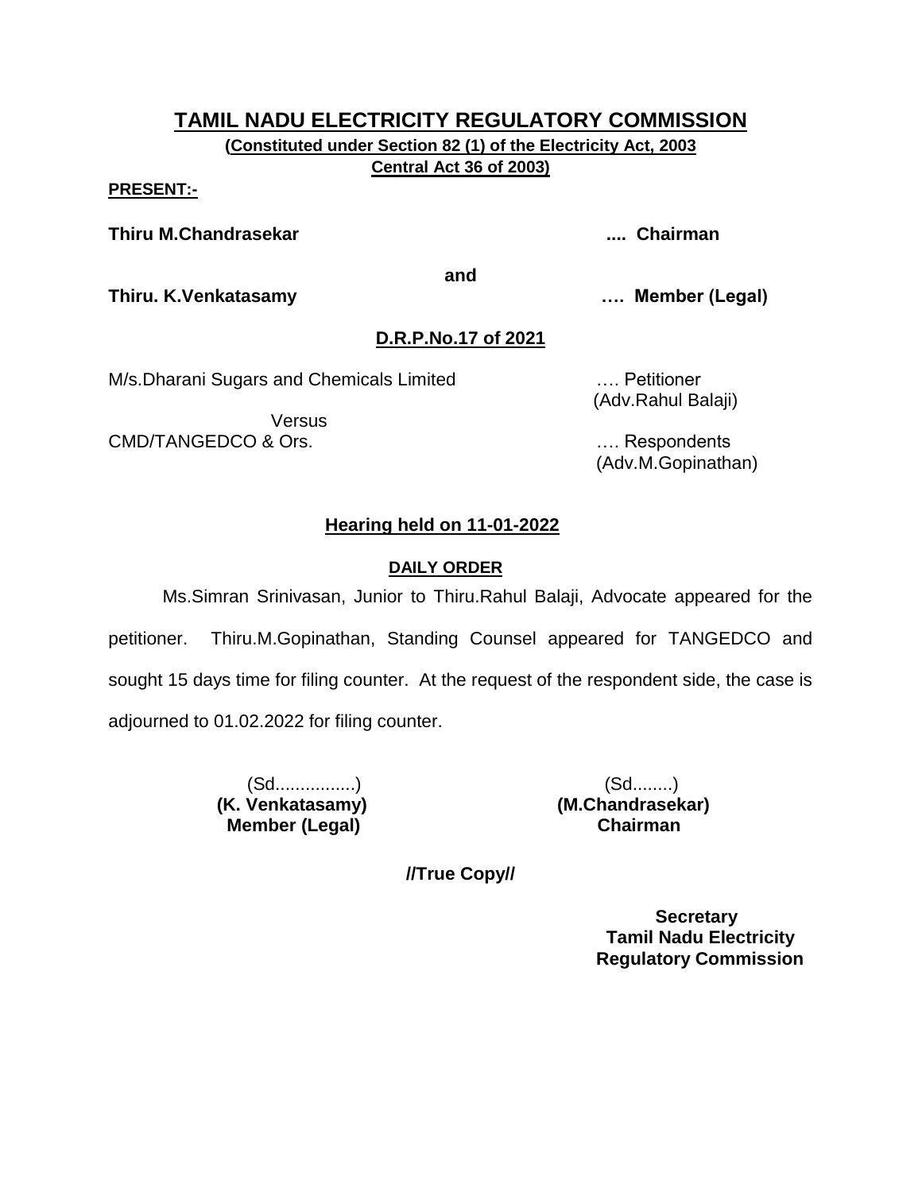# TAMIL NADU ELECTRICITY REGULATORY COMMISSION

**(Constituted under Section 82 (1) of the Electricity Act, 2003 Central Act 36 of 2003)**

**PRESENT:-**

**Thiru M.Chandrasekar .... Chairman**

**and**

**Thiru. K.Venkatasamy …. Member (Legal)**

## D.R.P.No.17 of 2021

M/s.Dharani Sugars and Chemicals Limited …. Petitioner
(Adv.Rahul Balaji)

Versus

CMD/TANGEDCO & Ors. …. Respondents
(Adv.M.Gopinathan)

### Hearing held on 11-01-2022

**DAILY ORDER**

Ms.Simran Srinivasan, Junior to Thiru.Rahul Balaji, Advocate appeared for the petitioner. Thiru.M.Gopinathan, Standing Counsel appeared for TANGEDCO and sought 15 days time for filing counter. At the request of the respondent side, the case is adjourned to 01.02.2022 for filing counter.

(Sd................)
**(K. Venkatasamy)**
**Member (Legal)**

(Sd........)
**(M.Chandrasekar)**
**Chairman**

**//True Copy//**

**Secretary**
**Tamil Nadu Electricity Regulatory Commission**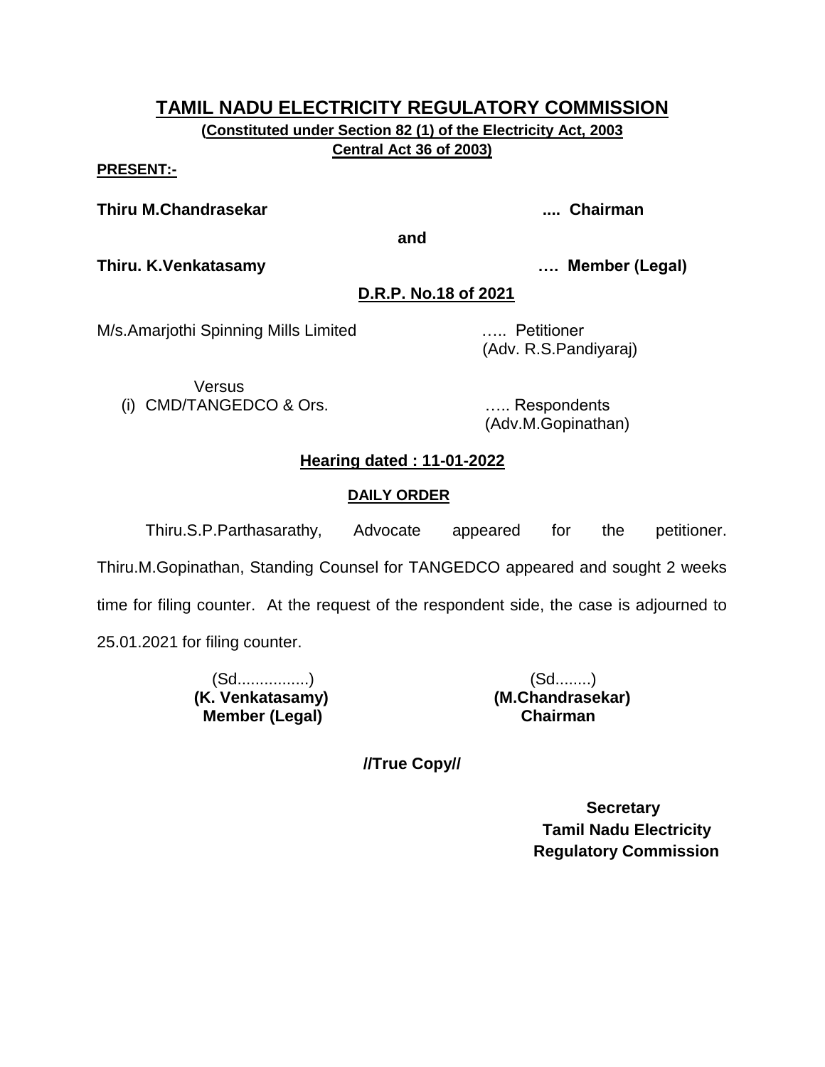# TAMIL NADU ELECTRICITY REGULATORY COMMISSION

**(Constituted under Section 82 (1) of the Electricity Act, 2003 Central Act 36 of 2003)**

**PRESENT:-**

**Thiru M.Chandrasekar .... Chairman**

**and**

**Thiru. K.Venkatasamy …. Member (Legal)**

**D.R.P. No.18 of 2021**

M/s.Amarjothi Spinning Mills Limited ….. Petitioner
(Adv. R.S.Pandiyaraj)

Versus

(i) CMD/TANGEDCO & Ors. ….. Respondents
(Adv.M.Gopinathan)

**Hearing dated : 11-01-2022**

**DAILY ORDER**

Thiru.S.P.Parthasarathy, Advocate appeared for the petitioner. Thiru.M.Gopinathan, Standing Counsel for TANGEDCO appeared and sought 2 weeks time for filing counter. At the request of the respondent side, the case is adjourned to 25.01.2021 for filing counter.

(Sd................)
**(K. Venkatasamy)**
**Member (Legal)**

(Sd........)
**(M.Chandrasekar)**
**Chairman**

**//True Copy//**

**Secretary**
**Tamil Nadu Electricity**
**Regulatory Commission**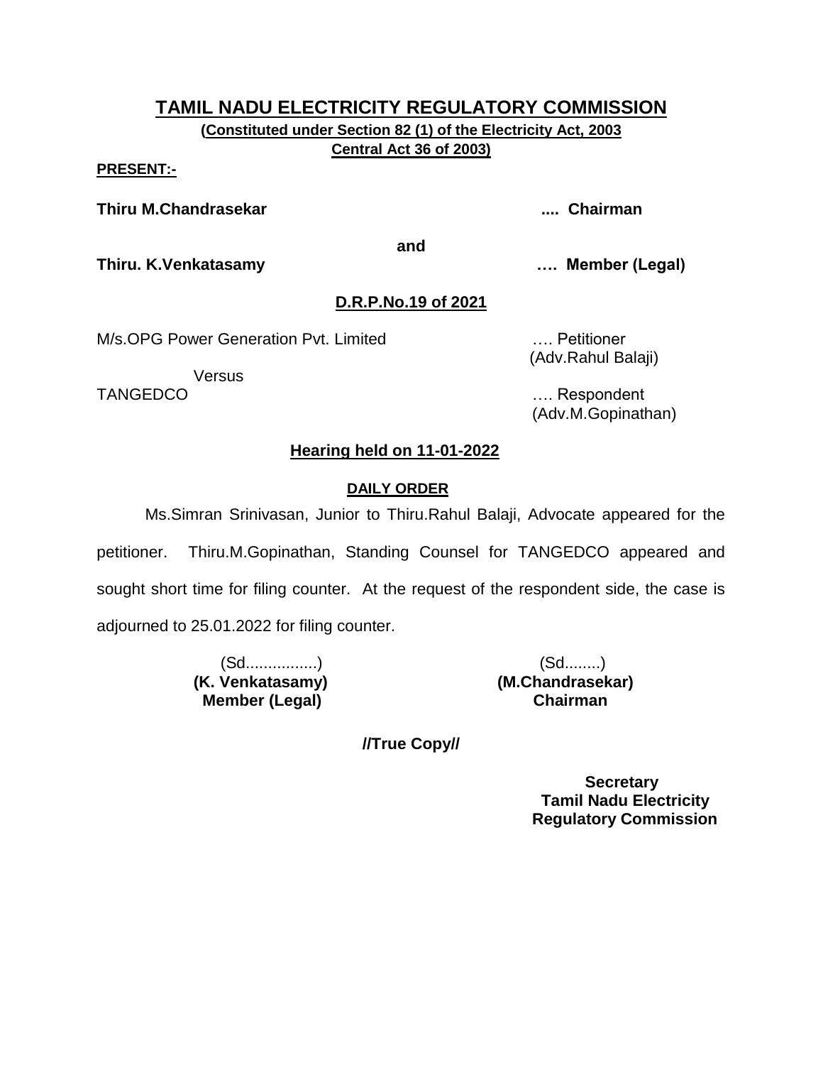# TAMIL NADU ELECTRICITY REGULATORY COMMISSION

**(Constituted under Section 82 (1) of the Electricity Act, 2003 Central Act 36 of 2003)**

**PRESENT:-**

**Thiru M.Chandrasekar .... Chairman**

**and**

**Thiru. K.Venkatasamy …. Member (Legal)**

**D.R.P.No.19 of 2021**

M/s.OPG Power Generation Pvt. Limited …. Petitioner
(Adv.Rahul Balaji)

Versus

TANGEDCO …. Respondent
(Adv.M.Gopinathan)

**Hearing held on 11-01-2022**

**DAILY ORDER**

Ms.Simran Srinivasan, Junior to Thiru.Rahul Balaji, Advocate appeared for the petitioner. Thiru.M.Gopinathan, Standing Counsel for TANGEDCO appeared and sought short time for filing counter. At the request of the respondent side, the case is adjourned to 25.01.2022 for filing counter.

(Sd................)
**(K. Venkatasamy)**
**Member (Legal)**

(Sd........)
**(M.Chandrasekar)**
**Chairman**

**//True Copy//**

**Secretary**
**Tamil Nadu Electricity Regulatory Commission**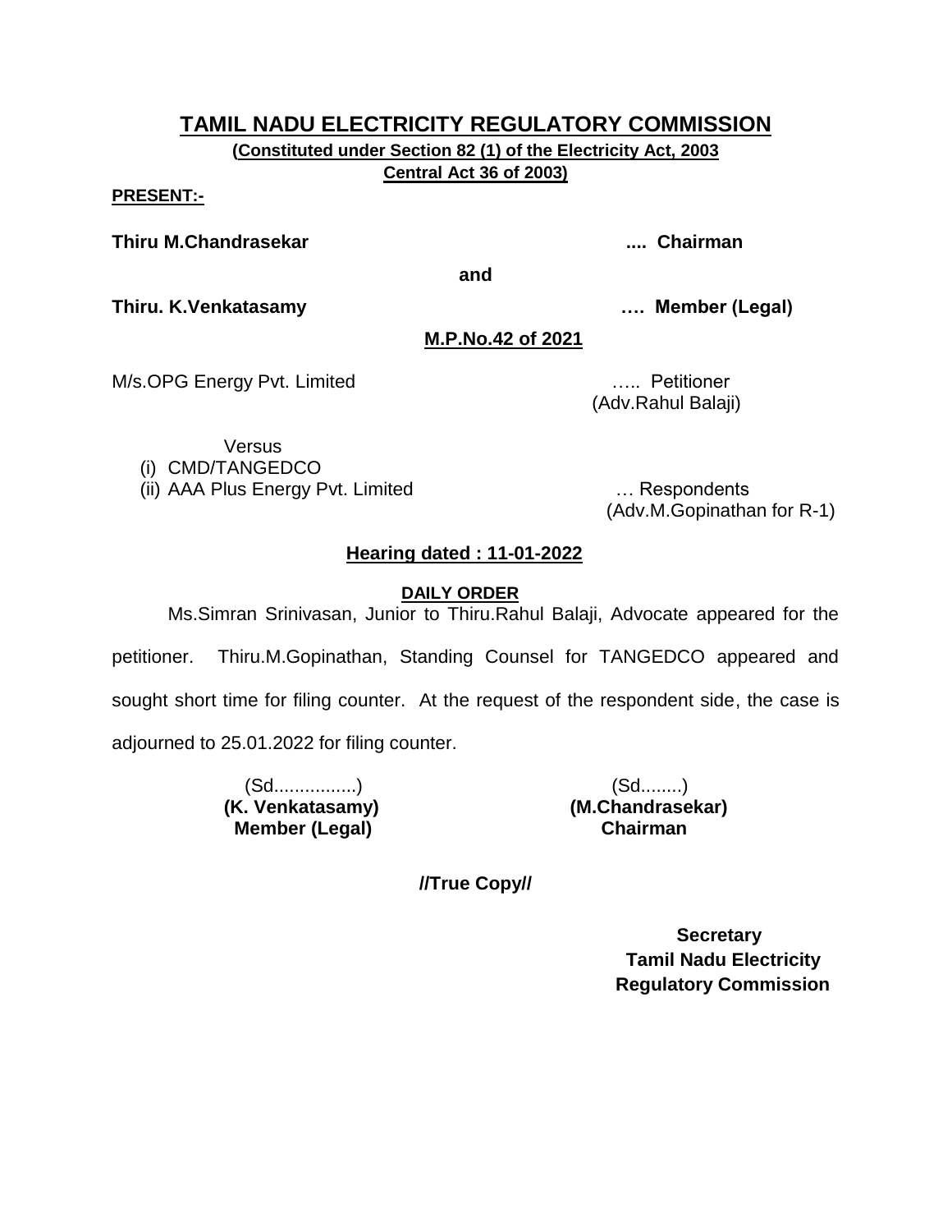# TAMIL NADU ELECTRICITY REGULATORY COMMISSION

**(Constituted under Section 82 (1) of the Electricity Act, 2003 Central Act 36 of 2003)**

**PRESENT:-**

**Thiru M.Chandrasekar** .... **Chairman**

**and**

**Thiru. K.Venkatasamy** …. **Member (Legal)**

**M.P.No.42 of 2021**

M/s.OPG Energy Pvt. Limited ….. Petitioner
(Adv.Rahul Balaji)

Versus

(i) CMD/TANGEDCO
(ii) AAA Plus Energy Pvt. Limited … Respondents
(Adv.M.Gopinathan for R-1)

**Hearing dated : 11-01-2022**

**DAILY ORDER**

Ms.Simran Srinivasan, Junior to Thiru.Rahul Balaji, Advocate appeared for the petitioner. Thiru.M.Gopinathan, Standing Counsel for TANGEDCO appeared and sought short time for filing counter. At the request of the respondent side, the case is adjourned to 25.01.2022 for filing counter.

(Sd................)
**(K. Venkatasamy)**
**Member (Legal)**

(Sd........)
**(M.Chandrasekar)**
**Chairman**

**//True Copy//**

**Secretary**
**Tamil Nadu Electricity Regulatory Commission**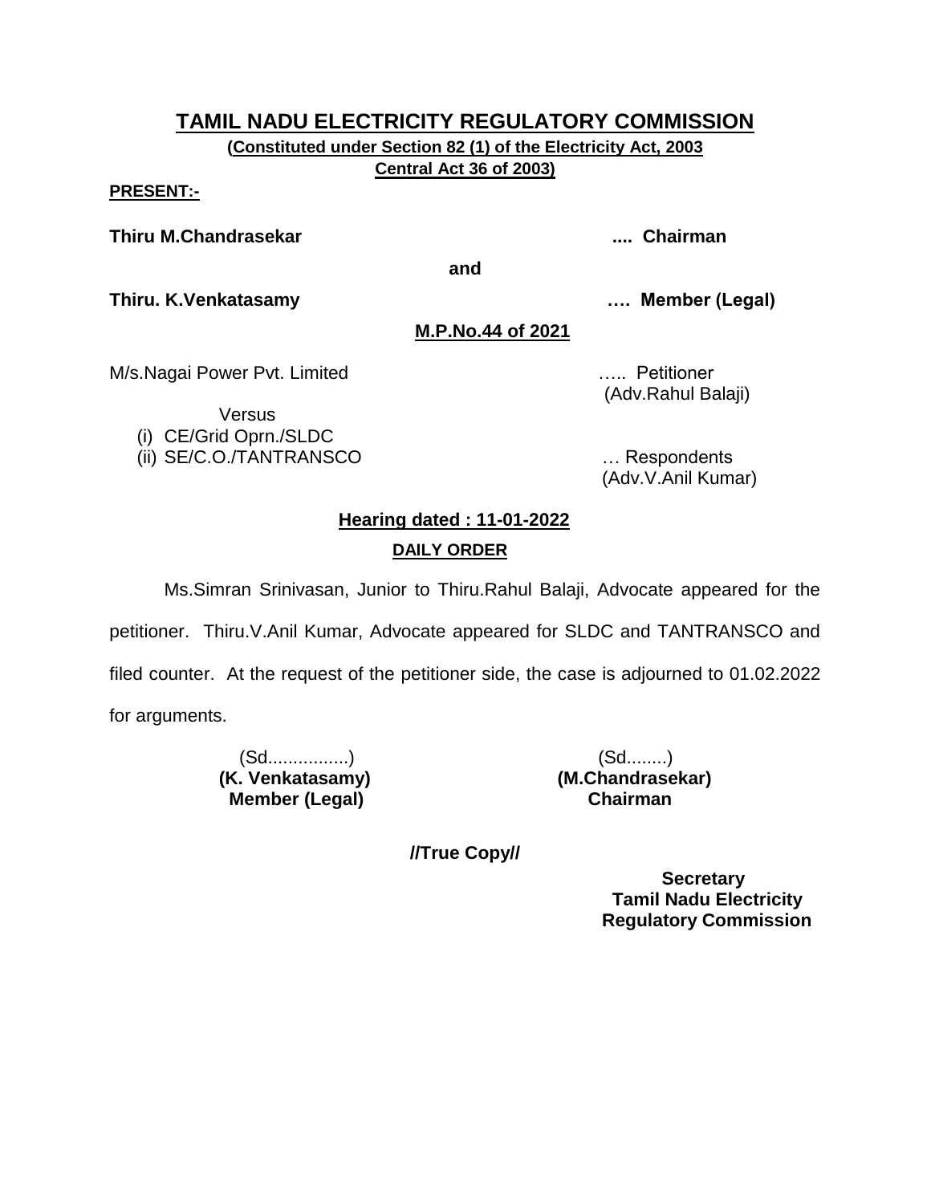# TAMIL NADU ELECTRICITY REGULATORY COMMISSION

**(Constituted under Section 82 (1) of the Electricity Act, 2003 Central Act 36 of 2003)**

**PRESENT:-**

**Thiru M.Chandrasekar .... Chairman**

**and**

**Thiru. K.Venkatasamy …. Member (Legal)**

**M.P.No.44 of 2021**

M/s.Nagai Power Pvt. Limited ….. Petitioner
(Adv.Rahul Balaji)

Versus

(i) CE/Grid Oprn./SLDC
(ii) SE/C.O./TANTRANSCO … Respondents
(Adv.V.Anil Kumar)

**Hearing dated : 11-01-2022**

**DAILY ORDER**

Ms.Simran Srinivasan, Junior to Thiru.Rahul Balaji, Advocate appeared for the petitioner. Thiru.V.Anil Kumar, Advocate appeared for SLDC and TANTRANSCO and filed counter. At the request of the petitioner side, the case is adjourned to 01.02.2022 for arguments.

(Sd................)
**(K. Venkatasamy)**
**Member (Legal)**

(Sd........)
**(M.Chandrasekar)**
**Chairman**

**//True Copy//**

**Secretary**
**Tamil Nadu Electricity Regulatory Commission**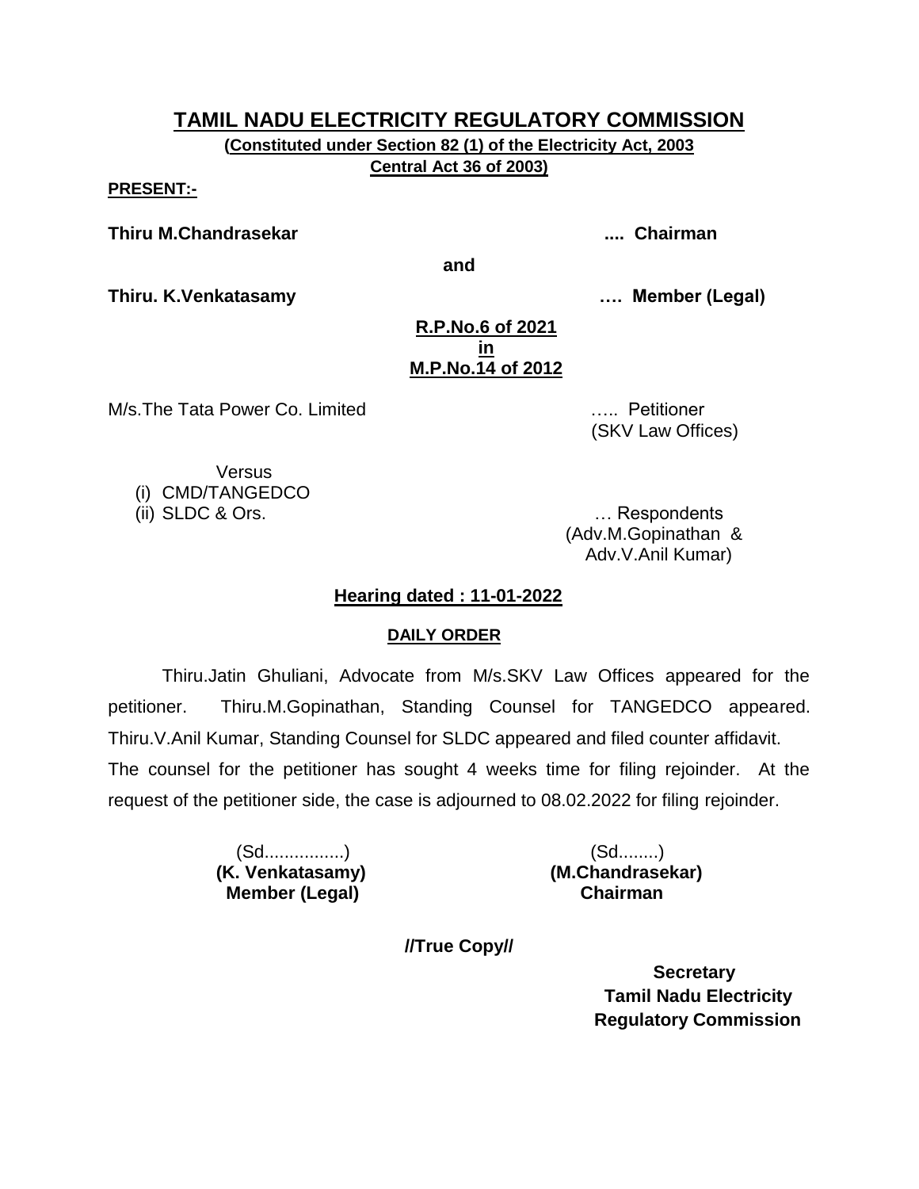# TAMIL NADU ELECTRICITY REGULATORY COMMISSION

**(Constituted under Section 82 (1) of the Electricity Act, 2003 Central Act 36 of 2003)**

**PRESENT:-**

**Thiru M.Chandrasekar .... Chairman**

**and**

**Thiru. K.Venkatasamy …. Member (Legal)**

**R.P.No.6 of 2021**
**in**
**M.P.No.14 of 2012**

M/s.The Tata Power Co. Limited ….. Petitioner
(SKV Law Offices)

Versus
(i) CMD/TANGEDCO
(ii) SLDC & Ors. … Respondents
(Adv.M.Gopinathan & Adv.V.Anil Kumar)

**Hearing dated : 11-01-2022**

**DAILY ORDER**

Thiru.Jatin Ghuliani, Advocate from M/s.SKV Law Offices appeared for the petitioner. Thiru.M.Gopinathan, Standing Counsel for TANGEDCO appeared. Thiru.V.Anil Kumar, Standing Counsel for SLDC appeared and filed counter affidavit. The counsel for the petitioner has sought 4 weeks time for filing rejoinder. At the request of the petitioner side, the case is adjourned to 08.02.2022 for filing rejoinder.

(Sd................)
**(K. Venkatasamy)**
**Member (Legal)**

(Sd........)
**(M.Chandrasekar)**
**Chairman**

**//True Copy//**

**Secretary**
**Tamil Nadu Electricity Regulatory Commission**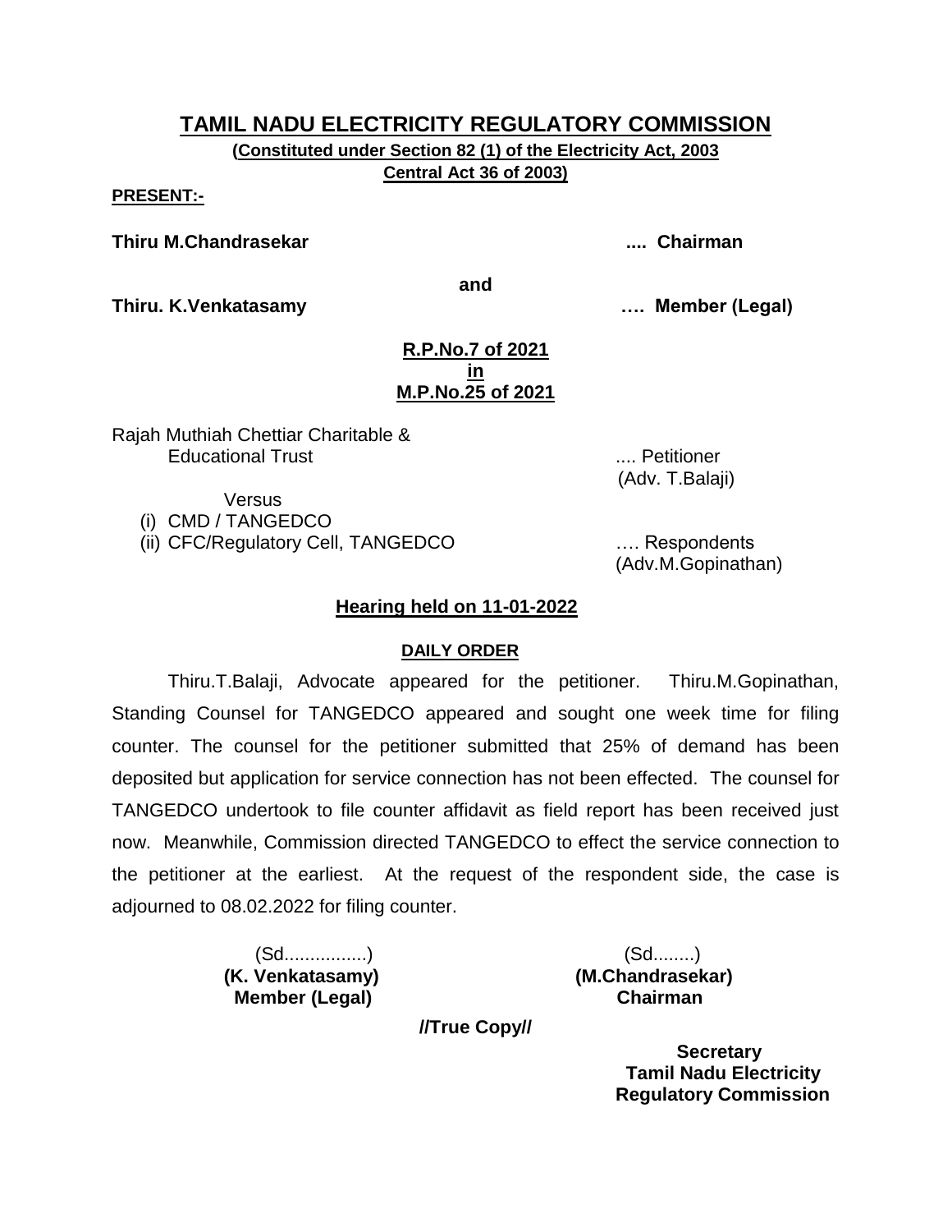# TAMIL NADU ELECTRICITY REGULATORY COMMISSION

**(Constituted under Section 82 (1) of the Electricity Act, 2003 Central Act 36 of 2003)**

**PRESENT:-**

**Thiru M.Chandrasekar .... Chairman**

**and**

**Thiru. K.Venkatasamy …. Member (Legal)**

**R.P.No.7 of 2021**
**in**
**M.P.No.25 of 2021**

Rajah Muthiah Chettiar Charitable & Educational Trust .... Petitioner
(Adv. T.Balaji)

Versus

(i) CMD / TANGEDCO
(ii) CFC/Regulatory Cell, TANGEDCO …. Respondents
(Adv.M.Gopinathan)

## Hearing held on 11-01-2022

### DAILY ORDER

Thiru.T.Balaji, Advocate appeared for the petitioner. Thiru.M.Gopinathan, Standing Counsel for TANGEDCO appeared and sought one week time for filing counter. The counsel for the petitioner submitted that 25% of demand has been deposited but application for service connection has not been effected. The counsel for TANGEDCO undertook to file counter affidavit as field report has been received just now. Meanwhile, Commission directed TANGEDCO to effect the service connection to the petitioner at the earliest. At the request of the respondent side, the case is adjourned to 08.02.2022 for filing counter.

(Sd...............)
**(K. Venkatasamy)**
**Member (Legal)**

(Sd........)
**(M.Chandrasekar)**
**Chairman**

**//True Copy//**

**Secretary**
**Tamil Nadu Electricity Regulatory Commission**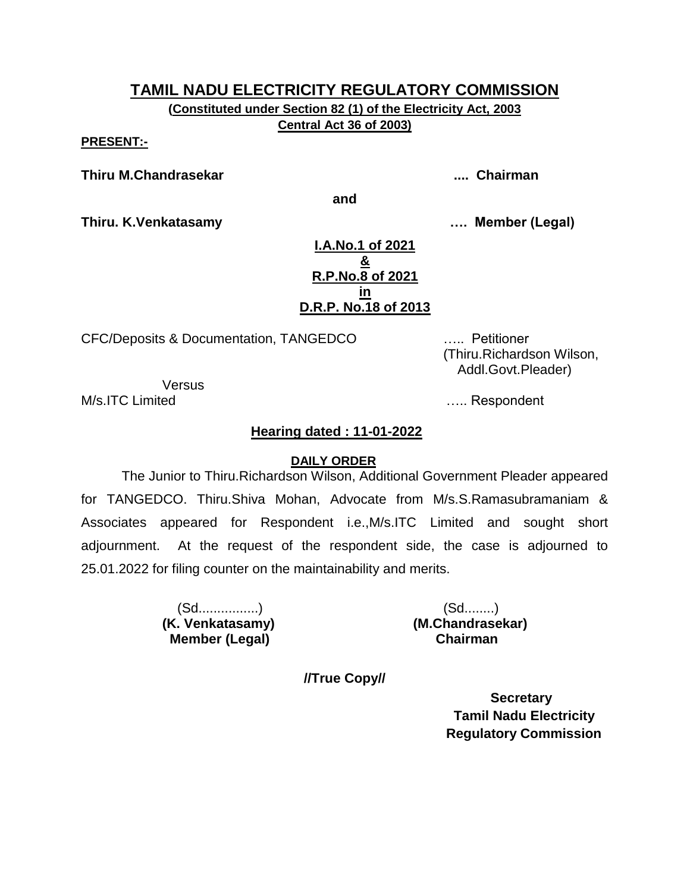# TAMIL NADU ELECTRICITY REGULATORY COMMISSION

**(Constituted under Section 82 (1) of the Electricity Act, 2003 Central Act 36 of 2003)**

**PRESENT:-**

**Thiru M.Chandrasekar .... Chairman**

**and**

**Thiru. K.Venkatasamy …. Member (Legal)**

**I.A.No.1 of 2021**
**&**
**R.P.No.8 of 2021**
**in**
**D.R.P. No.18 of 2013**

CFC/Deposits & Documentation, TANGEDCO ….. Petitioner
(Thiru.Richardson Wilson, Addl.Govt.Pleader)

Versus

M/s.ITC Limited ….. Respondent

**Hearing dated : 11-01-2022**

**DAILY ORDER**

The Junior to Thiru.Richardson Wilson, Additional Government Pleader appeared for TANGEDCO. Thiru.Shiva Mohan, Advocate from M/s.S.Ramasubramaniam & Associates appeared for Respondent i.e.,M/s.ITC Limited and sought short adjournment. At the request of the respondent side, the case is adjourned to 25.01.2022 for filing counter on the maintainability and merits.

(Sd................)
**(K. Venkatasamy)**
**Member (Legal)**

(Sd........)
**(M.Chandrasekar)**
**Chairman**

**//True Copy//**

**Secretary**
**Tamil Nadu Electricity Regulatory Commission**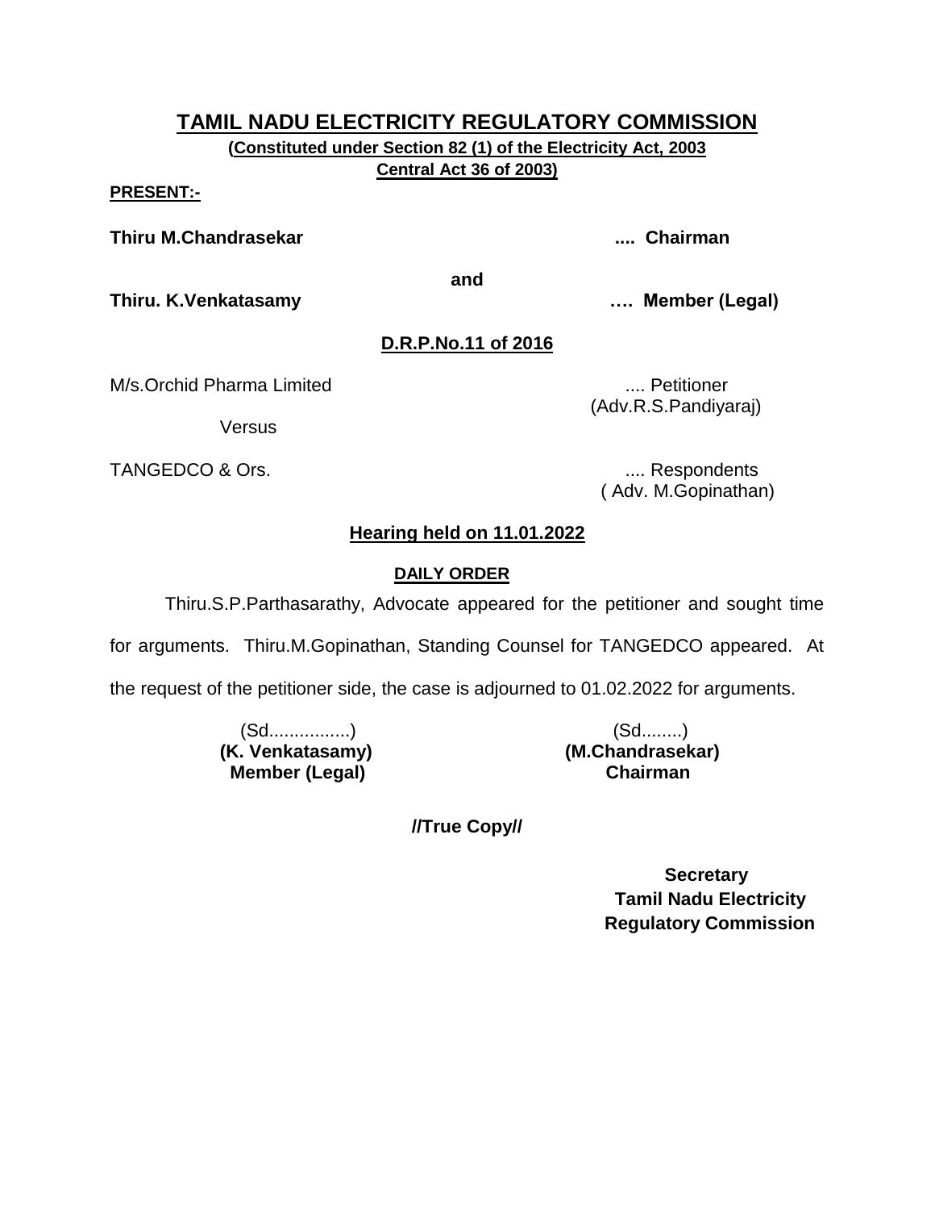# TAMIL NADU ELECTRICITY REGULATORY COMMISSION

**(Constituted under Section 82 (1) of the Electricity Act, 2003 Central Act 36 of 2003)**

**PRESENT:-**

**Thiru M.Chandrasekar .... Chairman**

**and**

**Thiru. K.Venkatasamy …. Member (Legal)**

**D.R.P.No.11 of 2016**

M/s.Orchid Pharma Limited .... Petitioner
(Adv.R.S.Pandiyaraj)

Versus

TANGEDCO & Ors. .... Respondents
( Adv. M.Gopinathan)

**Hearing held on 11.01.2022**

**DAILY ORDER**

Thiru.S.P.Parthasarathy, Advocate appeared for the petitioner and sought time for arguments. Thiru.M.Gopinathan, Standing Counsel for TANGEDCO appeared. At the request of the petitioner side, the case is adjourned to 01.02.2022 for arguments.

| | |
|---|---|
| (Sd................) | (Sd........) |
| **(K. Venkatasamy)** | **(M.Chandrasekar)** |
| **Member (Legal)** | **Chairman** |

**//True Copy//**

**Secretary**
**Tamil Nadu Electricity Regulatory Commission**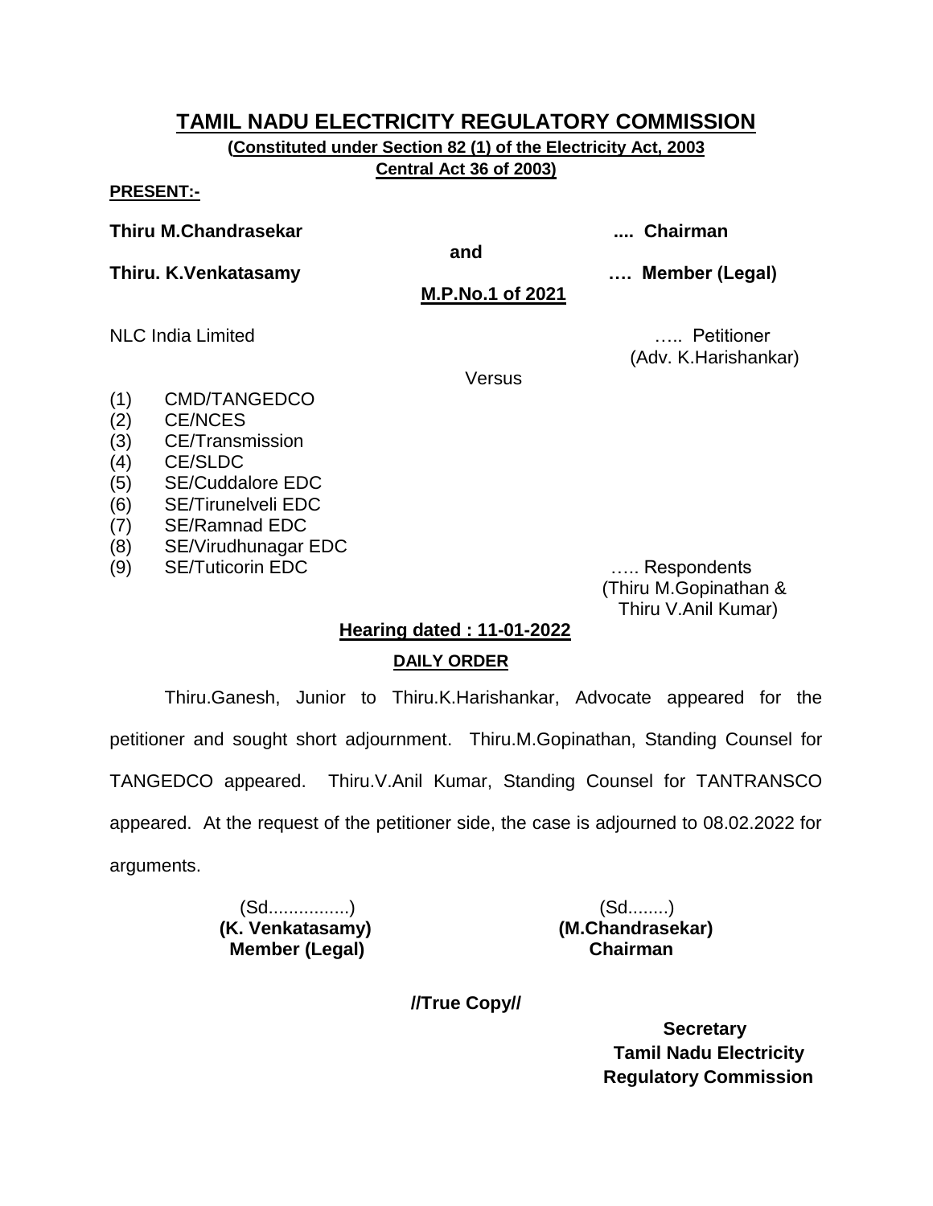# TAMIL NADU ELECTRICITY REGULATORY COMMISSION

**(Constituted under Section 82 (1) of the Electricity Act, 2003 Central Act 36 of 2003)**

**PRESENT:-**

**Thiru M.Chandrasekar** .... **Chairman**

**and**

**Thiru. K.Venkatasamy** …. **Member (Legal)**

**M.P.No.1 of 2021**

NLC India Limited ….. Petitioner
(Adv. K.Harishankar)

Versus

(1) CMD/TANGEDCO
(2) CE/NCES
(3) CE/Transmission
(4) CE/SLDC
(5) SE/Cuddalore EDC
(6) SE/Tirunelveli EDC
(7) SE/Ramnad EDC
(8) SE/Virudhunagar EDC
(9) SE/Tuticorin EDC ….. Respondents
(Thiru M.Gopinathan & Thiru V.Anil Kumar)

**Hearing dated : 11-01-2022**

**DAILY ORDER**

Thiru.Ganesh, Junior to Thiru.K.Harishankar, Advocate appeared for the petitioner and sought short adjournment. Thiru.M.Gopinathan, Standing Counsel for TANGEDCO appeared. Thiru.V.Anil Kumar, Standing Counsel for TANTRANSCO appeared. At the request of the petitioner side, the case is adjourned to 08.02.2022 for arguments.

(Sd................)
**(K. Venkatasamy)**
**Member (Legal)**

(Sd........)
**(M.Chandrasekar)**
**Chairman**

**//True Copy//**

**Secretary**
**Tamil Nadu Electricity Regulatory Commission**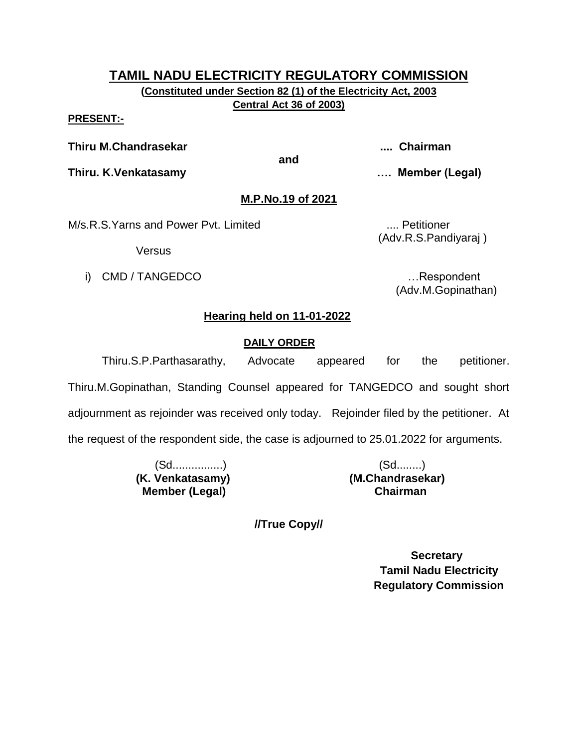# TAMIL NADU ELECTRICITY REGULATORY COMMISSION

**(Constituted under Section 82 (1) of the Electricity Act, 2003 Central Act 36 of 2003)**

**PRESENT:-**

**Thiru M.Chandrasekar** .... **Chairman**

**and**

**Thiru. K.Venkatasamy** …. **Member (Legal)**

## M.P.No.19 of 2021

M/s.R.S.Yarns and Power Pvt. Limited .... Petitioner
(Adv.R.S.Pandiyaraj )

Versus

i) CMD / TANGEDCO …Respondent
(Adv.M.Gopinathan)

## Hearing held on 11-01-2022

### DAILY ORDER

Thiru.S.P.Parthasarathy, Advocate appeared for the petitioner. Thiru.M.Gopinathan, Standing Counsel appeared for TANGEDCO and sought short adjournment as rejoinder was received only today. Rejoinder filed by the petitioner. At the request of the respondent side, the case is adjourned to 25.01.2022 for arguments.

(Sd................)
**(K. Venkatasamy)**
**Member (Legal)**

(Sd........)
**(M.Chandrasekar)**
**Chairman**

**//True Copy//**

**Secretary**
**Tamil Nadu Electricity Regulatory Commission**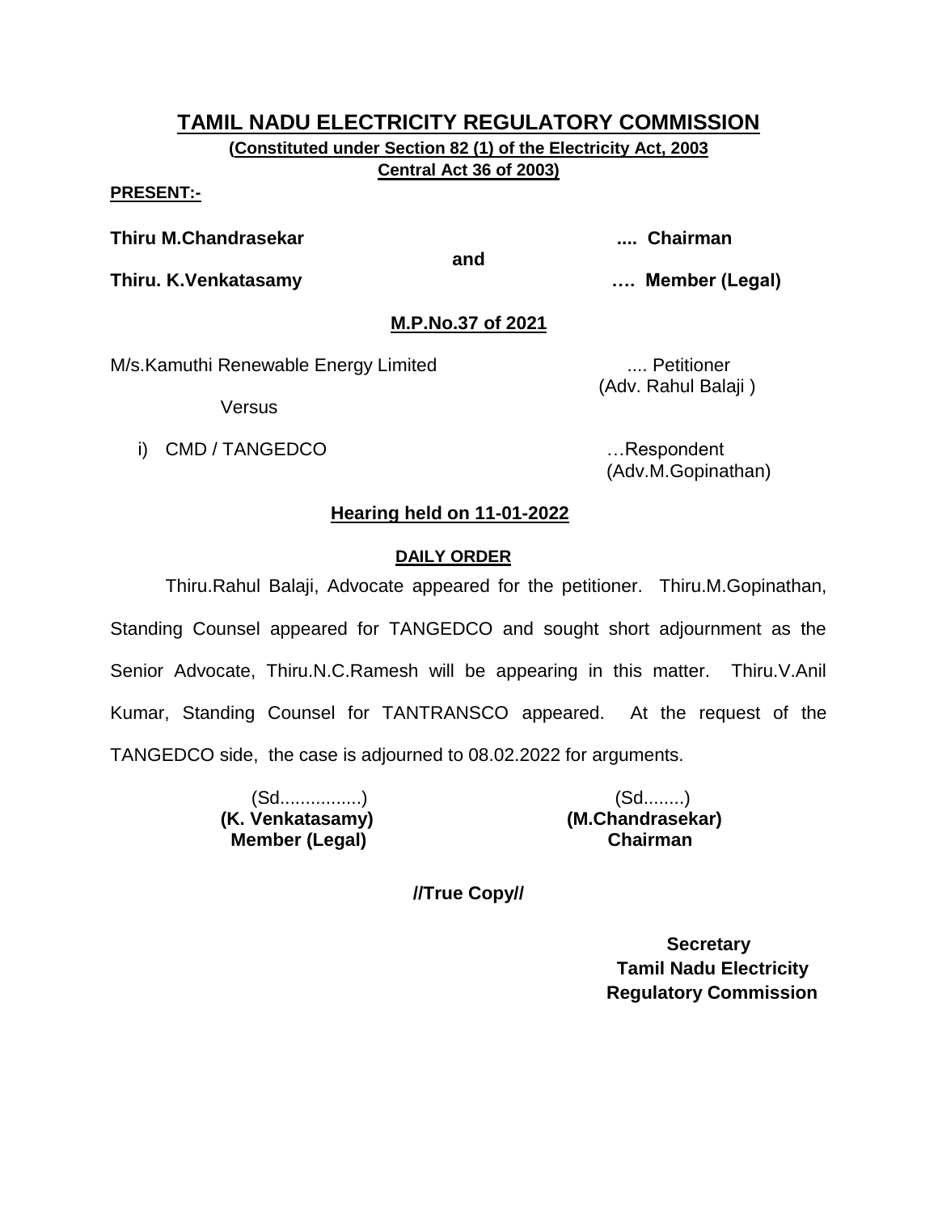# TAMIL NADU ELECTRICITY REGULATORY COMMISSION

**(Constituted under Section 82 (1) of the Electricity Act, 2003 Central Act 36 of 2003)**

**PRESENT:-**

**Thiru M.Chandrasekar .... Chairman**

**and**

**Thiru. K.Venkatasamy …. Member (Legal)**

**M.P.No.37 of 2021**

M/s.Kamuthi Renewable Energy Limited .... Petitioner
(Adv. Rahul Balaji )

Versus

i) CMD / TANGEDCO …Respondent
(Adv.M.Gopinathan)

**Hearing held on 11-01-2022**

**DAILY ORDER**

Thiru.Rahul Balaji, Advocate appeared for the petitioner. Thiru.M.Gopinathan, Standing Counsel appeared for TANGEDCO and sought short adjournment as the Senior Advocate, Thiru.N.C.Ramesh will be appearing in this matter. Thiru.V.Anil Kumar, Standing Counsel for TANTRANSCO appeared. At the request of the TANGEDCO side, the case is adjourned to 08.02.2022 for arguments.

(Sd................)
**(K. Venkatasamy)**
**Member (Legal)**

(Sd........)
**(M.Chandrasekar)**
**Chairman**

**//True Copy//**

**Secretary**
**Tamil Nadu Electricity Regulatory Commission**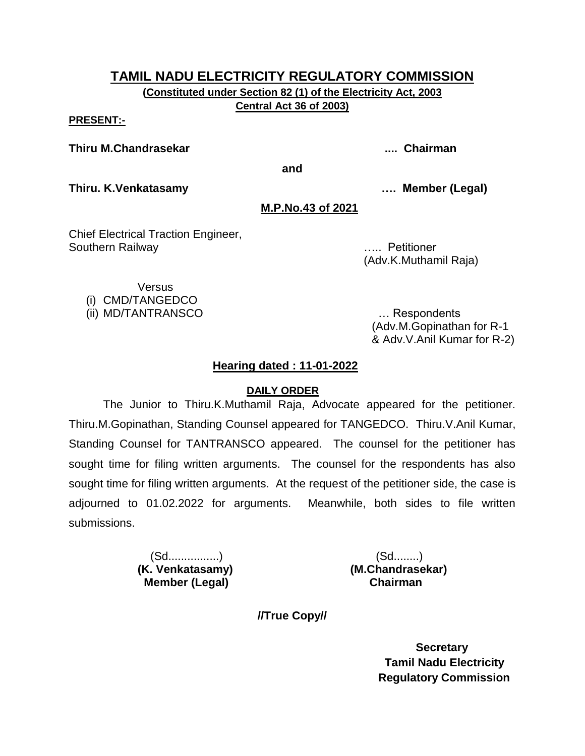# TAMIL NADU ELECTRICITY REGULATORY COMMISSION

**(Constituted under Section 82 (1) of the Electricity Act, 2003 Central Act 36 of 2003)**

**PRESENT:-**

**Thiru M.Chandrasekar .... Chairman**

**and**

**Thiru. K.Venkatasamy …. Member (Legal)**

**M.P.No.43 of 2021**

Chief Electrical Traction Engineer,
Southern Railway ….. Petitioner
(Adv.K.Muthamil Raja)

Versus
(i) CMD/TANGEDCO
(ii) MD/TANTRANSCO … Respondents
(Adv.M.Gopinathan for R-1 & Adv.V.Anil Kumar for R-2)

**Hearing dated : 11-01-2022**

**DAILY ORDER**

The Junior to Thiru.K.Muthamil Raja, Advocate appeared for the petitioner. Thiru.M.Gopinathan, Standing Counsel appeared for TANGEDCO. Thiru.V.Anil Kumar, Standing Counsel for TANTRANSCO appeared. The counsel for the petitioner has sought time for filing written arguments. The counsel for the respondents has also sought time for filing written arguments. At the request of the petitioner side, the case is adjourned to 01.02.2022 for arguments. Meanwhile, both sides to file written submissions.

(Sd................)
**(K. Venkatasamy)**
**Member (Legal)**

(Sd........)
**(M.Chandrasekar)**
**Chairman**

**//True Copy//**

**Secretary**
**Tamil Nadu Electricity Regulatory Commission**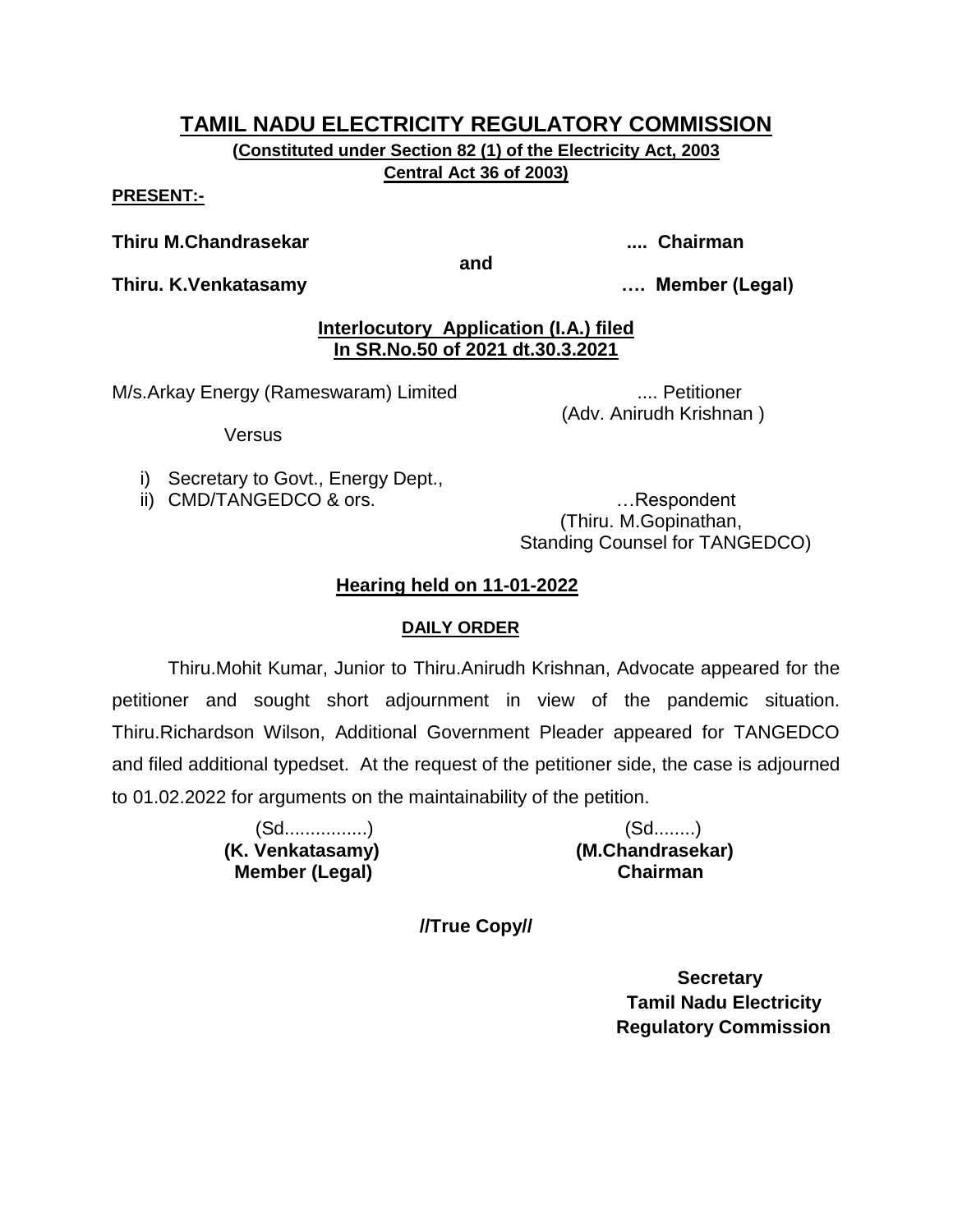# TAMIL NADU ELECTRICITY REGULATORY COMMISSION

**(Constituted under Section 82 (1) of the Electricity Act, 2003 Central Act 36 of 2003)**

**PRESENT:-**

**Thiru M.Chandrasekar** .... **Chairman**

**and**

**Thiru. K.Venkatasamy** …. **Member (Legal)**

**Interlocutory Application (I.A.) filed In SR.No.50 of 2021 dt.30.3.2021**

M/s.Arkay Energy (Rameswaram) Limited .... Petitioner
(Adv. Anirudh Krishnan )

Versus

i) Secretary to Govt., Energy Dept.,
ii) CMD/TANGEDCO & ors. …Respondent
(Thiru. M.Gopinathan, Standing Counsel for TANGEDCO)

**Hearing held on 11-01-2022**

**DAILY ORDER**

Thiru.Mohit Kumar, Junior to Thiru.Anirudh Krishnan, Advocate appeared for the petitioner and sought short adjournment in view of the pandemic situation. Thiru.Richardson Wilson, Additional Government Pleader appeared for TANGEDCO and filed additional typedset. At the request of the petitioner side, the case is adjourned to 01.02.2022 for arguments on the maintainability of the petition.

(Sd................)
**(K. Venkatasamy)**
**Member (Legal)**

(Sd........)
**(M.Chandrasekar)**
**Chairman**

**//True Copy//**

**Secretary**
**Tamil Nadu Electricity Regulatory Commission**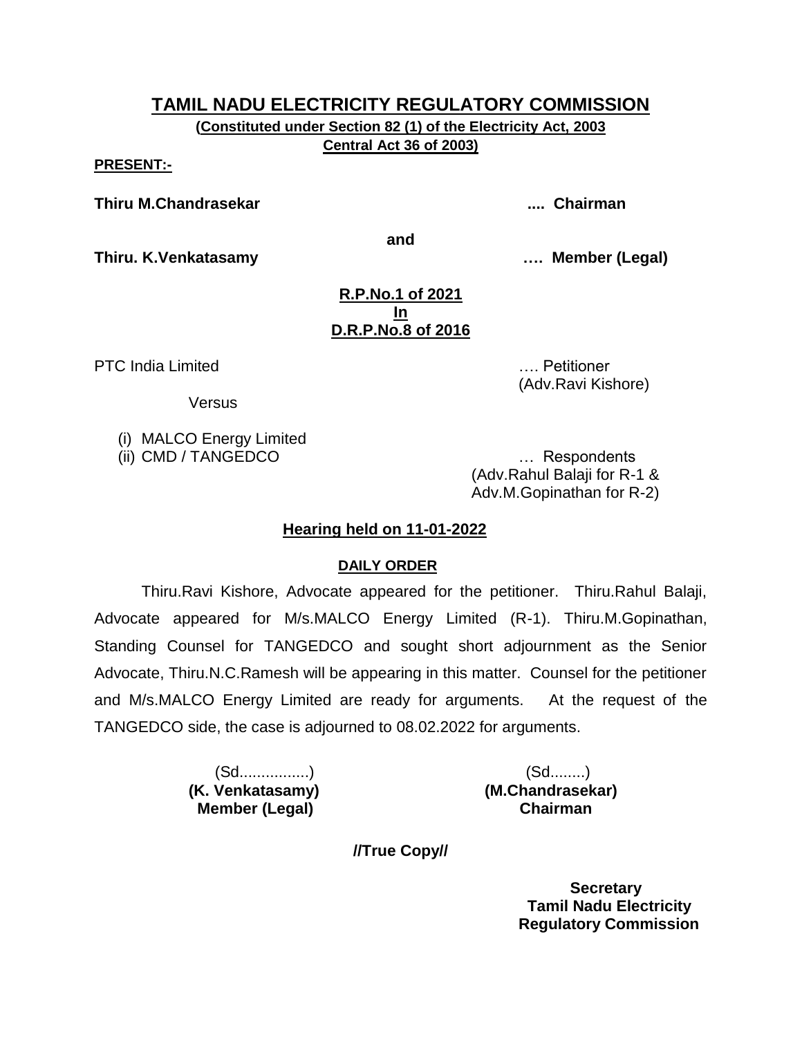# TAMIL NADU ELECTRICITY REGULATORY COMMISSION

**(Constituted under Section 82 (1) of the Electricity Act, 2003 Central Act 36 of 2003)**

**PRESENT:-**

**Thiru M.Chandrasekar .... Chairman**

**and**

**Thiru. K.Venkatasamy …. Member (Legal)**

**R.P.No.1 of 2021**
**In**
**D.R.P.No.8 of 2016**

PTC India Limited …. Petitioner
(Adv.Ravi Kishore)

Versus

(i) MALCO Energy Limited
(ii) CMD / TANGEDCO … Respondents
(Adv.Rahul Balaji for R-1 & Adv.M.Gopinathan for R-2)

**Hearing held on 11-01-2022**

**DAILY ORDER**

Thiru.Ravi Kishore, Advocate appeared for the petitioner. Thiru.Rahul Balaji, Advocate appeared for M/s.MALCO Energy Limited (R-1). Thiru.M.Gopinathan, Standing Counsel for TANGEDCO and sought short adjournment as the Senior Advocate, Thiru.N.C.Ramesh will be appearing in this matter. Counsel for the petitioner and M/s.MALCO Energy Limited are ready for arguments. At the request of the TANGEDCO side, the case is adjourned to 08.02.2022 for arguments.

(Sd................)
**(K. Venkatasamy)**
**Member (Legal)**

(Sd........)
**(M.Chandrasekar)**
**Chairman**

**//True Copy//**

**Secretary**
**Tamil Nadu Electricity Regulatory Commission**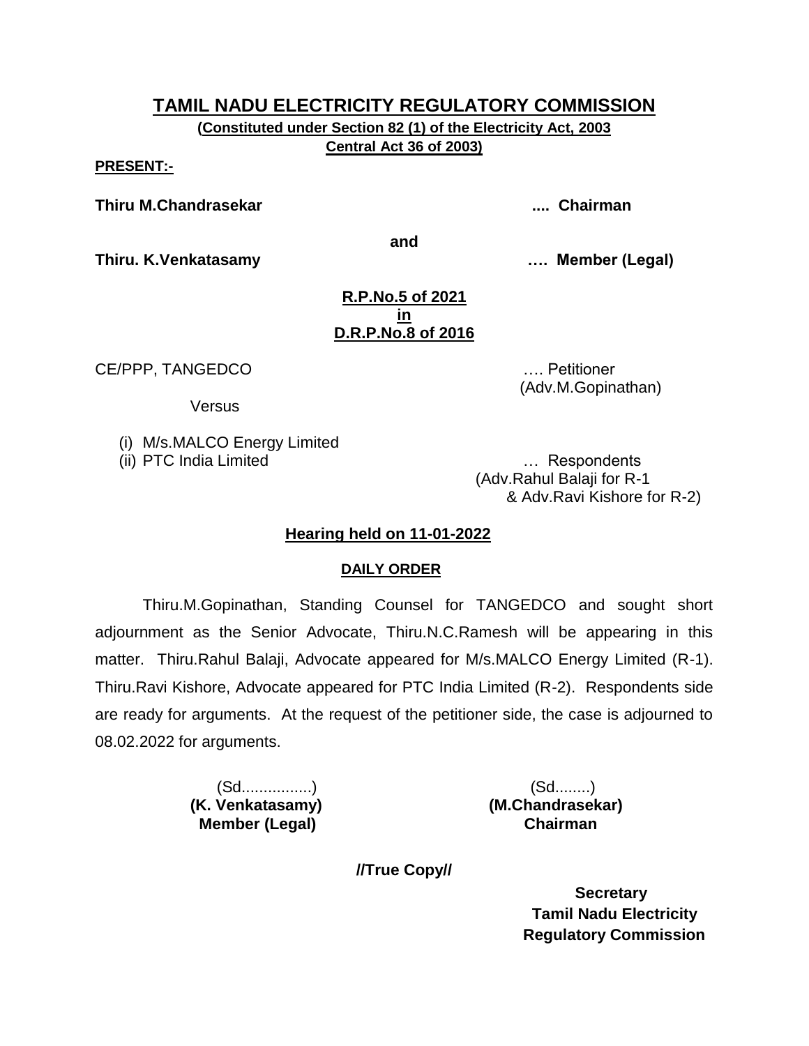# TAMIL NADU ELECTRICITY REGULATORY COMMISSION

**(Constituted under Section 82 (1) of the Electricity Act, 2003 Central Act 36 of 2003)**

**PRESENT:-**

**Thiru M.Chandrasekar .... Chairman**

**and**

**Thiru. K.Venkatasamy …. Member (Legal)**

**R.P.No.5 of 2021**
**in**
**D.R.P.No.8 of 2016**

CE/PPP, TANGEDCO …. Petitioner
(Adv.M.Gopinathan)

Versus

(i) M/s.MALCO Energy Limited
(ii) PTC India Limited … Respondents
(Adv.Rahul Balaji for R-1
& Adv.Ravi Kishore for R-2)

## Hearing held on 11-01-2022

### DAILY ORDER

Thiru.M.Gopinathan, Standing Counsel for TANGEDCO and sought short adjournment as the Senior Advocate, Thiru.N.C.Ramesh will be appearing in this matter. Thiru.Rahul Balaji, Advocate appeared for M/s.MALCO Energy Limited (R-1). Thiru.Ravi Kishore, Advocate appeared for PTC India Limited (R-2). Respondents side are ready for arguments. At the request of the petitioner side, the case is adjourned to 08.02.2022 for arguments.

(Sd................)
**(K. Venkatasamy)**
**Member (Legal)**

(Sd........)
**(M.Chandrasekar)**
**Chairman**

**//True Copy//**

**Secretary**
**Tamil Nadu Electricity**
**Regulatory Commission**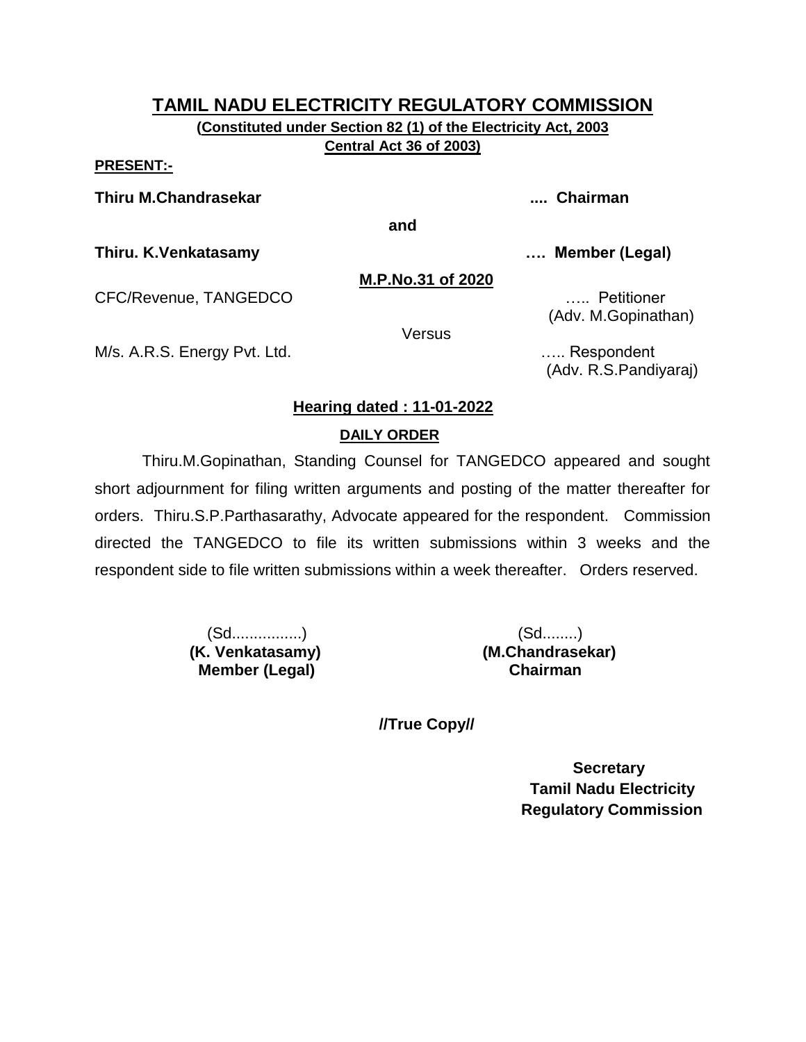# TAMIL NADU ELECTRICITY REGULATORY COMMISSION

**(Constituted under Section 82 (1) of the Electricity Act, 2003 Central Act 36 of 2003)**

**PRESENT:-**

**Thiru M.Chandrasekar .... Chairman**

**and**

**Thiru. K.Venkatasamy …. Member (Legal)**

**M.P.No.31 of 2020**

CFC/Revenue, TANGEDCO ….. Petitioner
(Adv. M.Gopinathan)

Versus

M/s. A.R.S. Energy Pvt. Ltd. ….. Respondent
(Adv. R.S.Pandiyaraj)

**Hearing dated : 11-01-2022**

**DAILY ORDER**

Thiru.M.Gopinathan, Standing Counsel for TANGEDCO appeared and sought short adjournment for filing written arguments and posting of the matter thereafter for orders. Thiru.S.P.Parthasarathy, Advocate appeared for the respondent. Commission directed the TANGEDCO to file its written submissions within 3 weeks and the respondent side to file written submissions within a week thereafter. Orders reserved.

(Sd................)
**(K. Venkatasamy)**
**Member (Legal)**

(Sd........)
**(M.Chandrasekar)**
**Chairman**

**//True Copy//**

**Secretary**
**Tamil Nadu Electricity Regulatory Commission**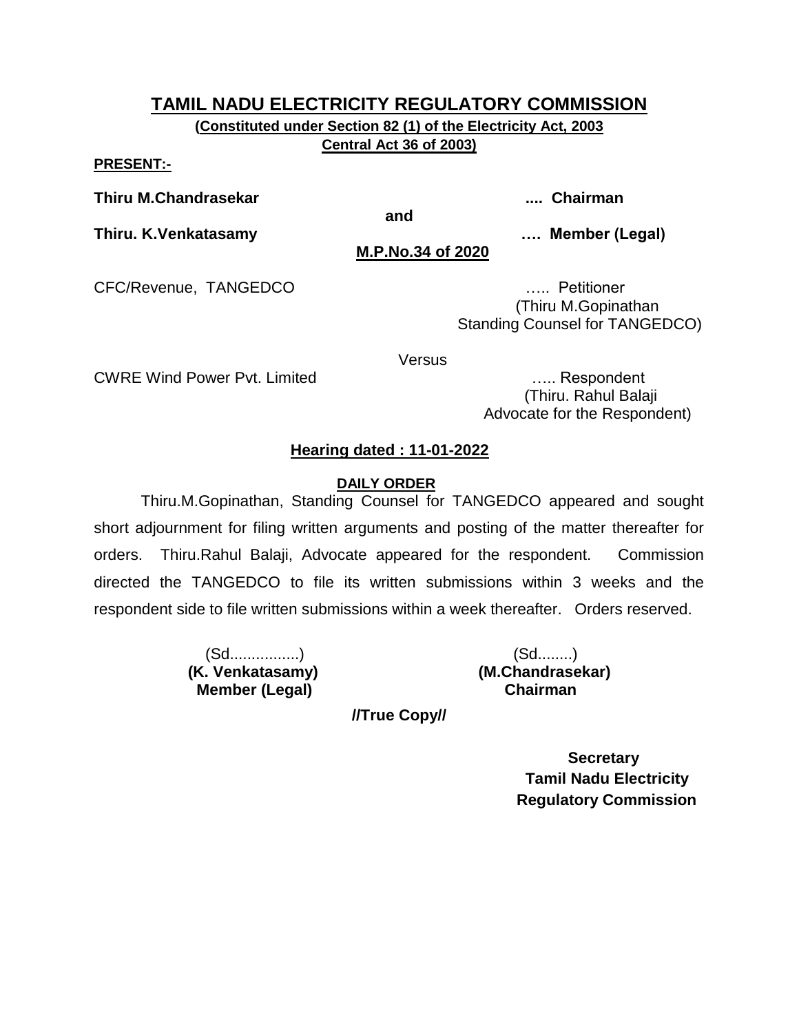# TAMIL NADU ELECTRICITY REGULATORY COMMISSION

**(Constituted under Section 82 (1) of the Electricity Act, 2003
Central Act 36 of 2003)**

**PRESENT:-**

**Thiru M.Chandrasekar** .... **Chairman**

**and**

**Thiru. K.Venkatasamy** …. **Member (Legal)**

**M.P.No.34 of 2020**

CFC/Revenue, TANGEDCO ….. Petitioner
(Thiru M.Gopinathan
Standing Counsel for TANGEDCO)

Versus

CWRE Wind Power Pvt. Limited ….. Respondent
(Thiru. Rahul Balaji
Advocate for the Respondent)

**Hearing dated : 11-01-2022**

**DAILY ORDER**

Thiru.M.Gopinathan, Standing Counsel for TANGEDCO appeared and sought short adjournment for filing written arguments and posting of the matter thereafter for orders. Thiru.Rahul Balaji, Advocate appeared for the respondent. Commission directed the TANGEDCO to file its written submissions within 3 weeks and the respondent side to file written submissions within a week thereafter. Orders reserved.

(Sd................)
**(K. Venkatasamy)**
**Member (Legal)**

(Sd........)
**(M.Chandrasekar)**
**Chairman**

**//True Copy//**

**Secretary**
**Tamil Nadu Electricity**
**Regulatory Commission**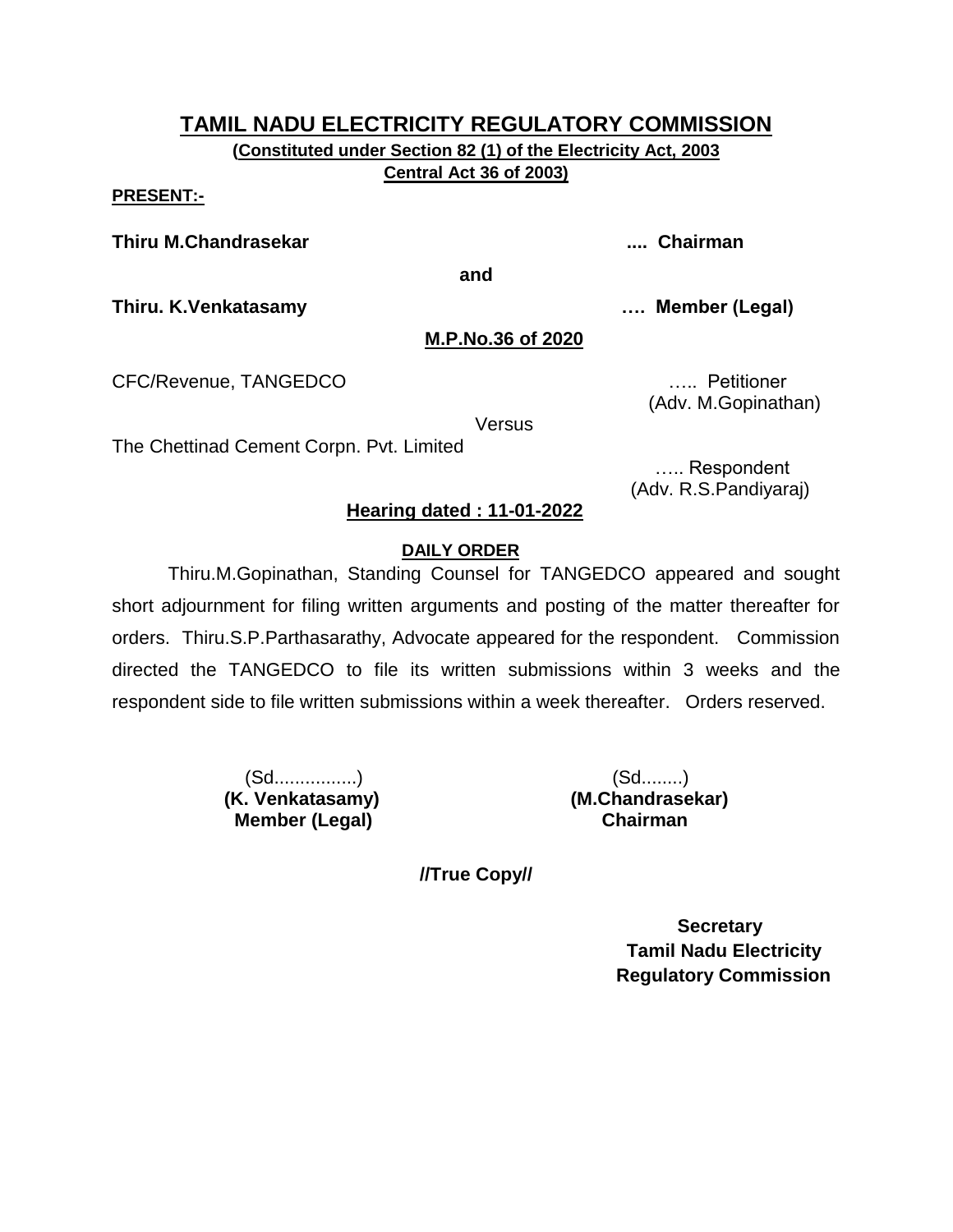# TAMIL NADU ELECTRICITY REGULATORY COMMISSION

**(Constituted under Section 82 (1) of the Electricity Act, 2003 Central Act 36 of 2003)**

**PRESENT:-**

**Thiru M.Chandrasekar .... Chairman**

**and**

**Thiru. K.Venkatasamy …. Member (Legal)**

**M.P.No.36 of 2020**

CFC/Revenue, TANGEDCO ….. Petitioner
(Adv. M.Gopinathan)

Versus

The Chettinad Cement Corpn. Pvt. Limited ….. Respondent
(Adv. R.S.Pandiyaraj)

**Hearing dated : 11-01-2022**

**DAILY ORDER**

Thiru.M.Gopinathan, Standing Counsel for TANGEDCO appeared and sought short adjournment for filing written arguments and posting of the matter thereafter for orders. Thiru.S.P.Parthasarathy, Advocate appeared for the respondent. Commission directed the TANGEDCO to file its written submissions within 3 weeks and the respondent side to file written submissions within a week thereafter. Orders reserved.

(Sd................)
**(K. Venkatasamy)**
**Member (Legal)**

(Sd........)
**(M.Chandrasekar)**
**Chairman**

**//True Copy//**

**Secretary**
**Tamil Nadu Electricity Regulatory Commission**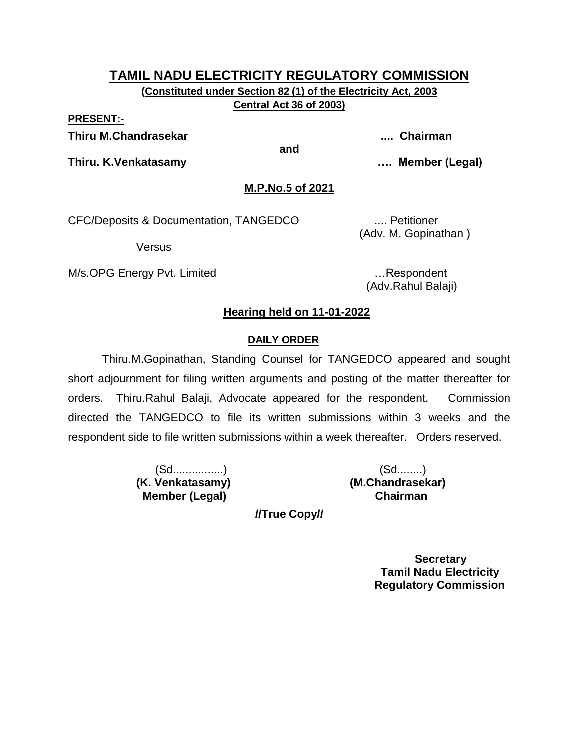# TAMIL NADU ELECTRICITY REGULATORY COMMISSION

**(Constituted under Section 82 (1) of the Electricity Act, 2003**
**Central Act 36 of 2003)**

**PRESENT:-**

**Thiru M.Chandrasekar** .... **Chairman**

**and**

**Thiru. K.Venkatasamy** …. **Member (Legal)**

**M.P.No.5 of 2021**

CFC/Deposits & Documentation, TANGEDCO .... Petitioner
(Adv. M. Gopinathan )

Versus

M/s.OPG Energy Pvt. Limited …Respondent
(Adv.Rahul Balaji)

**Hearing held on 11-01-2022**

**DAILY ORDER**

Thiru.M.Gopinathan, Standing Counsel for TANGEDCO appeared and sought short adjournment for filing written arguments and posting of the matter thereafter for orders. Thiru.Rahul Balaji, Advocate appeared for the respondent. Commission directed the TANGEDCO to file its written submissions within 3 weeks and the respondent side to file written submissions within a week thereafter. Orders reserved.

(Sd................)
**(K. Venkatasamy)**
**Member (Legal)**

(Sd........)
**(M.Chandrasekar)**
**Chairman**

**//True Copy//**

**Secretary**
**Tamil Nadu Electricity**
**Regulatory Commission**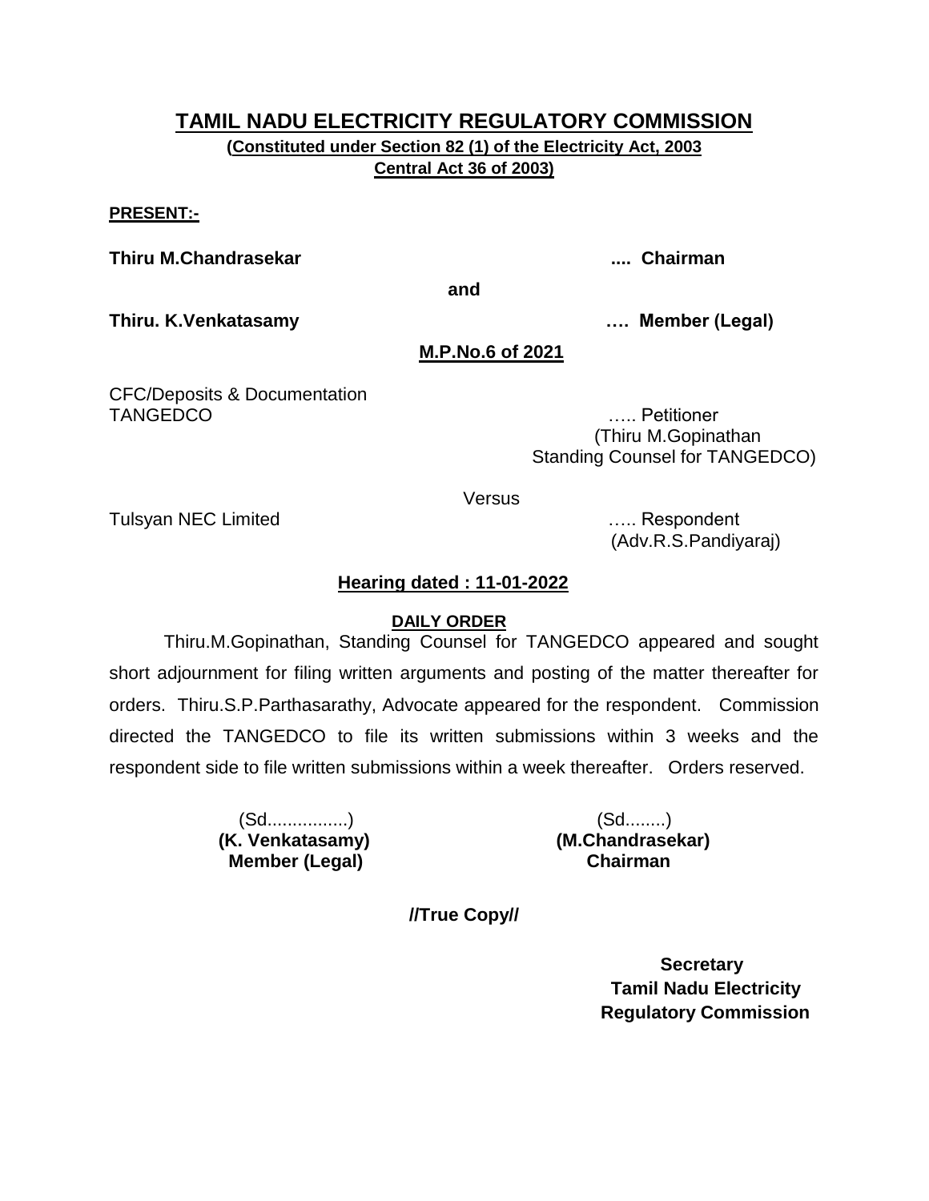# TAMIL NADU ELECTRICITY REGULATORY COMMISSION

**(Constituted under Section 82 (1) of the Electricity Act, 2003 Central Act 36 of 2003)**

**PRESENT:-**

**Thiru M.Chandrasekar .... Chairman**

**and**

**Thiru. K.Venkatasamy …. Member (Legal)**

**M.P.No.6 of 2021**

CFC/Deposits & Documentation
TANGEDCO ….. Petitioner
(Thiru M.Gopinathan
Standing Counsel for TANGEDCO)

Versus

Tulsyan NEC Limited ….. Respondent
(Adv.R.S.Pandiyaraj)

**Hearing dated : 11-01-2022**

**DAILY ORDER**

Thiru.M.Gopinathan, Standing Counsel for TANGEDCO appeared and sought short adjournment for filing written arguments and posting of the matter thereafter for orders. Thiru.S.P.Parthasarathy, Advocate appeared for the respondent. Commission directed the TANGEDCO to file its written submissions within 3 weeks and the respondent side to file written submissions within a week thereafter. Orders reserved.

(Sd................)
**(K. Venkatasamy)**
**Member (Legal)**

(Sd........)
**(M.Chandrasekar)**
**Chairman**

**//True Copy//**

**Secretary**
**Tamil Nadu Electricity**
**Regulatory Commission**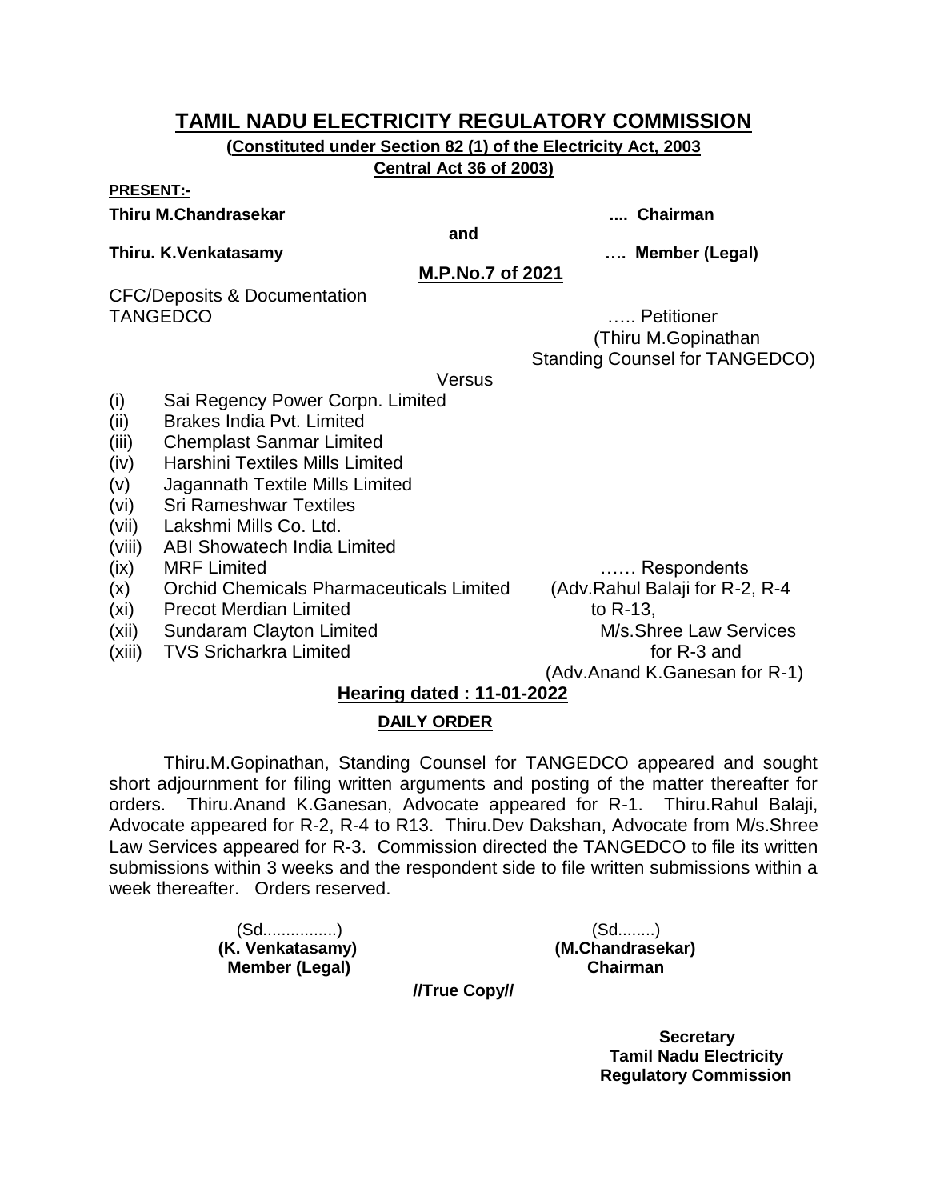# TAMIL NADU ELECTRICITY REGULATORY COMMISSION

**(Constituted under Section 82 (1) of the Electricity Act, 2003 Central Act 36 of 2003)**

**PRESENT:-**

**Thiru M.Chandrasekar .... Chairman**

**and**

**Thiru. K.Venkatasamy …. Member (Legal)**

**M.P.No.7 of 2021**

CFC/Deposits & Documentation
TANGEDCO ….. Petitioner
(Thiru M.Gopinathan
Standing Counsel for TANGEDCO)

Versus

(i) Sai Regency Power Corpn. Limited
(ii) Brakes India Pvt. Limited
(iii) Chemplast Sanmar Limited
(iv) Harshini Textiles Mills Limited
(v) Jagannath Textile Mills Limited
(vi) Sri Rameshwar Textiles
(vii) Lakshmi Mills Co. Ltd.
(viii) ABI Showatech India Limited
(ix) MRF Limited
(x) Orchid Chemicals Pharmaceuticals Limited
(xi) Precot Merdian Limited
(xii) Sundaram Clayton Limited
(xiii) TVS Sricharkra Limited

…… Respondents
(Adv.Rahul Balaji for R-2, R-4 to R-13,
M/s.Shree Law Services for R-3 and
(Adv.Anand K.Ganesan for R-1)

**Hearing dated : 11-01-2022**

**DAILY ORDER**

Thiru.M.Gopinathan, Standing Counsel for TANGEDCO appeared and sought short adjournment for filing written arguments and posting of the matter thereafter for orders. Thiru.Anand K.Ganesan, Advocate appeared for R-1. Thiru.Rahul Balaji, Advocate appeared for R-2, R-4 to R13. Thiru.Dev Dakshan, Advocate from M/s.Shree Law Services appeared for R-3. Commission directed the TANGEDCO to file its written submissions within 3 weeks and the respondent side to file written submissions within a week thereafter. Orders reserved.

(Sd................)
**(K. Venkatasamy)**
**Member (Legal)**

(Sd........)
**(M.Chandrasekar)**
**Chairman**

**//True Copy//**

**Secretary**
**Tamil Nadu Electricity Regulatory Commission**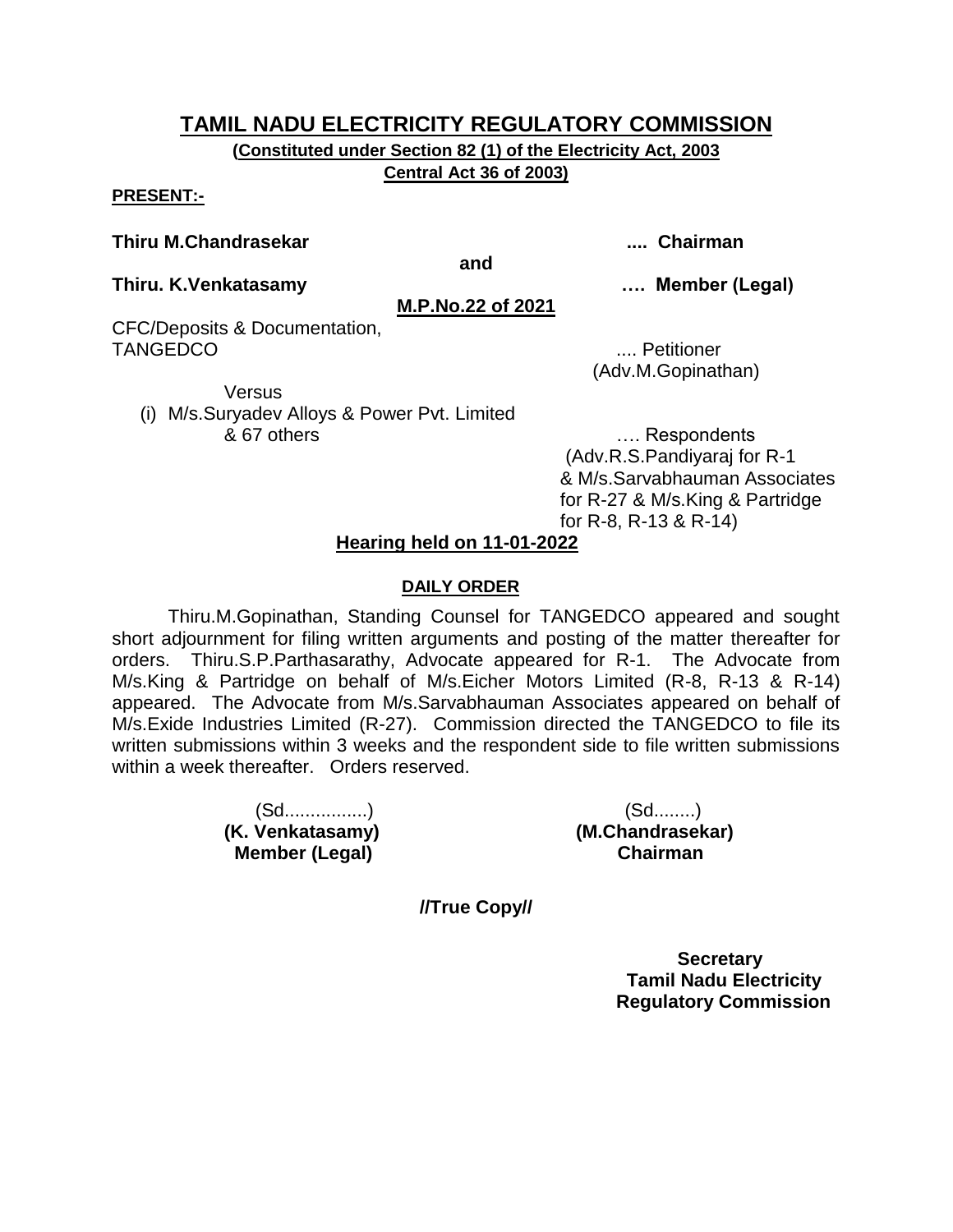# TAMIL NADU ELECTRICITY REGULATORY COMMISSION

**(Constituted under Section 82 (1) of the Electricity Act, 2003**
**Central Act 36 of 2003)**

**PRESENT:-**

**Thiru M.Chandrasekar .... Chairman**

**and**

**Thiru. K.Venkatasamy …. Member (Legal)**

**M.P.No.22 of 2021**

CFC/Deposits & Documentation,
TANGEDCO .... Petitioner
(Adv.M.Gopinathan)

Versus

(i) M/s.Suryadev Alloys & Power Pvt. Limited
& 67 others …. Respondents
(Adv.R.S.Pandiyaraj for R-1
& M/s.Sarvabhauman Associates
for R-27 & M/s.King & Partridge
for R-8, R-13 & R-14)

**Hearing held on 11-01-2022**

**DAILY ORDER**

Thiru.M.Gopinathan, Standing Counsel for TANGEDCO appeared and sought short adjournment for filing written arguments and posting of the matter thereafter for orders. Thiru.S.P.Parthasarathy, Advocate appeared for R-1. The Advocate from M/s.King & Partridge on behalf of M/s.Eicher Motors Limited (R-8, R-13 & R-14) appeared. The Advocate from M/s.Sarvabhauman Associates appeared on behalf of M/s.Exide Industries Limited (R-27). Commission directed the TANGEDCO to file its written submissions within 3 weeks and the respondent side to file written submissions within a week thereafter. Orders reserved.

(Sd................)
**(K. Venkatasamy)**
**Member (Legal)**

(Sd........)
**(M.Chandrasekar)**
**Chairman**

**//True Copy//**

**Secretary**
**Tamil Nadu Electricity**
**Regulatory Commission**